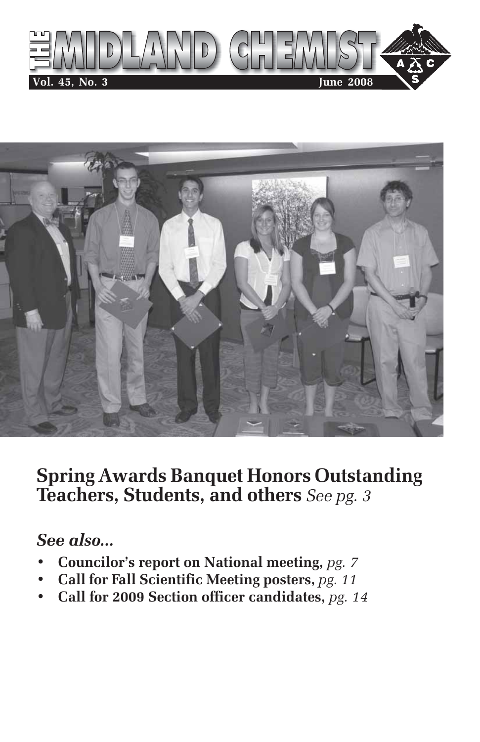# THE MIDLAND CHEMIST

**Vol. 45, No. 3** **June 2008**

## Spring Awards Banquet Honors Outstanding Teachers, Students, and others *See pg. 3*

### *See also...*

- **Councilor's report on National meeting,** *pg. 7*
- **Call for Fall Scientific Meeting posters,** *pg. 11*
- **Call for 2009 Section officer candidates,** *pg. 14*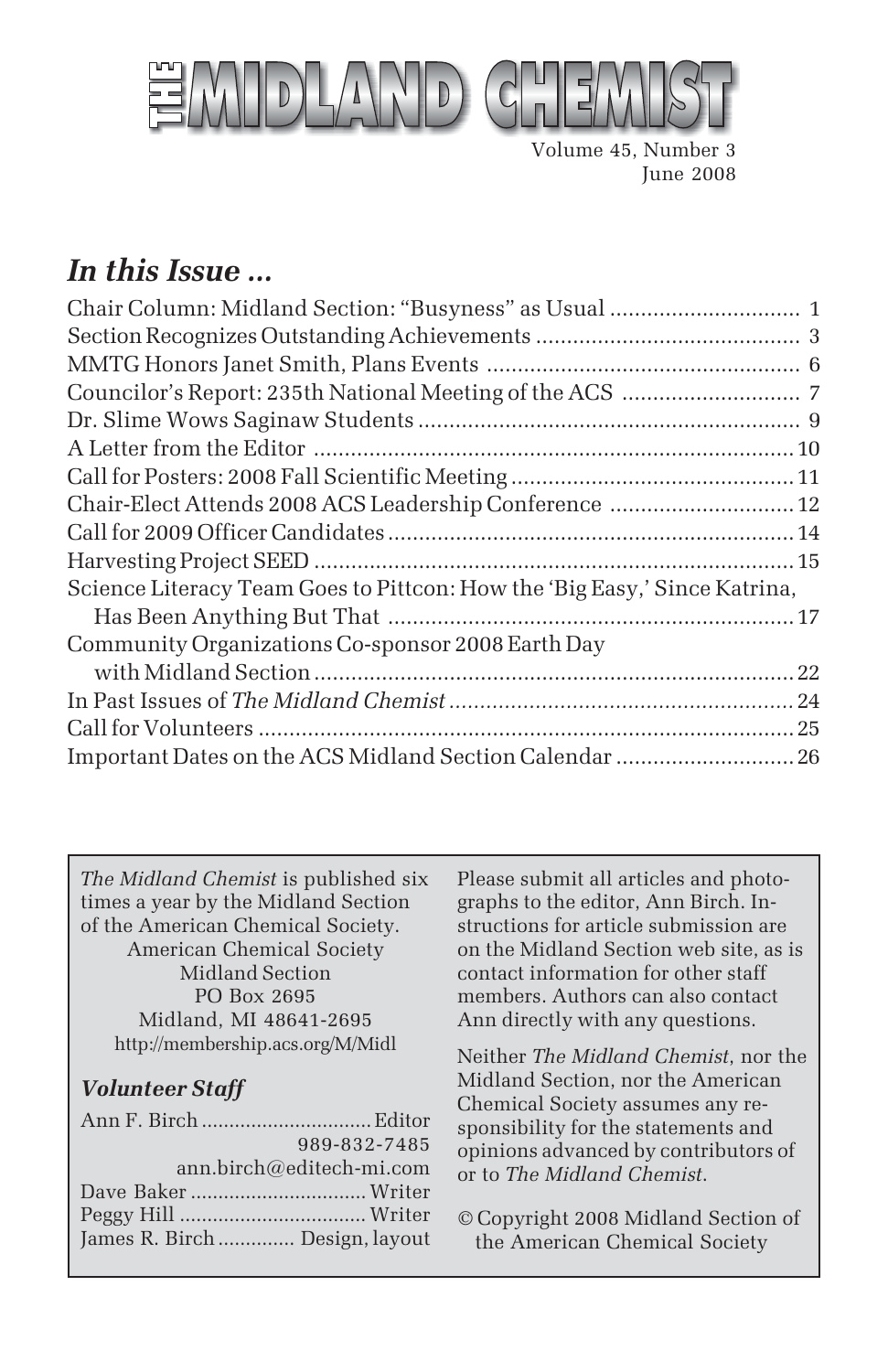# THE MIDLAND CHEMIST

Volume 45, Number 3
June 2008

## *In this Issue ...*

| | |
|---|---|
| Chair Column: Midland Section: "Busyness" as Usual | 1 |
| Section Recognizes Outstanding Achievements | 3 |
| MMTG Honors Janet Smith, Plans Events | 6 |
| Councilor's Report: 235th National Meeting of the ACS | 7 |
| Dr. Slime Wows Saginaw Students | 9 |
| A Letter from the Editor | 10 |
| Call for Posters: 2008 Fall Scientific Meeting | 11 |
| Chair-Elect Attends 2008 ACS Leadership Conference | 12 |
| Call for 2009 Officer Candidates | 14 |
| Harvesting Project SEED | 15 |
| Science Literacy Team Goes to Pittcon: How the 'Big Easy,' Since Katrina, Has Been Anything But That | 17 |
| Community Organizations Co-sponsor 2008 Earth Day with Midland Section | 22 |
| In Past Issues of *The Midland Chemist* | 24 |
| Call for Volunteers | 25 |
| Important Dates on the ACS Midland Section Calendar | 26 |

*The Midland Chemist* is published six times a year by the Midland Section of the American Chemical Society.

American Chemical Society
Midland Section
PO Box 2695
Midland, MI 48641-2695
http://membership.acs.org/M/Midl

### *Volunteer Staff*

Ann F. Birch .............................. Editor
989-832-7485
ann.birch@editech-mi.com
Dave Baker .............................. Writer
Peggy Hill .............................. Writer
James R. Birch .............. Design, layout

Please submit all articles and photographs to the editor, Ann Birch. Instructions for article submission are on the Midland Section web site, as is contact information for other staff members. Authors can also contact Ann directly with any questions.

Neither *The Midland Chemist*, nor the Midland Section, nor the American Chemical Society assumes any responsibility for the statements and opinions advanced by contributors of or to *The Midland Chemist*.

© Copyright 2008 Midland Section of the American Chemical Society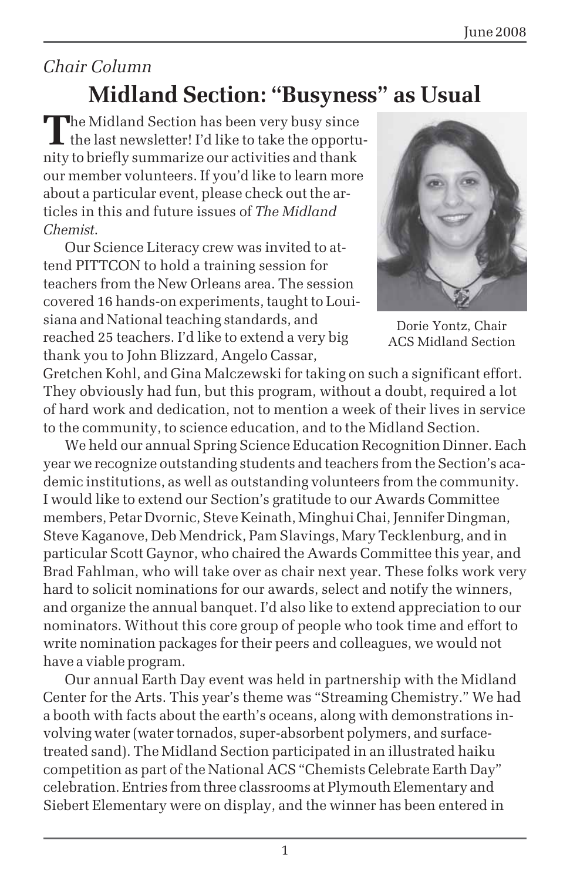*Chair Column*

# Midland Section: "Busyness" as Usual

The Midland Section has been very busy since the last newsletter! I'd like to take the opportunity to briefly summarize our activities and thank our member volunteers. If you'd like to learn more about a particular event, please check out the articles in this and future issues of *The Midland Chemist*.

Dorie Yontz, Chair
ACS Midland Section

Our Science Literacy crew was invited to attend PITTCON to hold a training session for teachers from the New Orleans area. The session covered 16 hands-on experiments, taught to Louisiana and National teaching standards, and reached 25 teachers. I'd like to extend a very big thank you to John Blizzard, Angelo Cassar, Gretchen Kohl, and Gina Malczewski for taking on such a significant effort. They obviously had fun, but this program, without a doubt, required a lot of hard work and dedication, not to mention a week of their lives in service to the community, to science education, and to the Midland Section.

We held our annual Spring Science Education Recognition Dinner. Each year we recognize outstanding students and teachers from the Section's academic institutions, as well as outstanding volunteers from the community. I would like to extend our Section's gratitude to our Awards Committee members, Petar Dvornic, Steve Keinath, Minghui Chai, Jennifer Dingman, Steve Kaganove, Deb Mendrick, Pam Slavings, Mary Tecklenburg, and in particular Scott Gaynor, who chaired the Awards Committee this year, and Brad Fahlman, who will take over as chair next year. These folks work very hard to solicit nominations for our awards, select and notify the winners, and organize the annual banquet. I'd also like to extend appreciation to our nominators. Without this core group of people who took time and effort to write nomination packages for their peers and colleagues, we would not have a viable program.

Our annual Earth Day event was held in partnership with the Midland Center for the Arts. This year's theme was "Streaming Chemistry." We had a booth with facts about the earth's oceans, along with demonstrations involving water (water tornados, super-absorbent polymers, and surface-treated sand). The Midland Section participated in an illustrated haiku competition as part of the National ACS "Chemists Celebrate Earth Day" celebration. Entries from three classrooms at Plymouth Elementary and Siebert Elementary were on display, and the winner has been entered in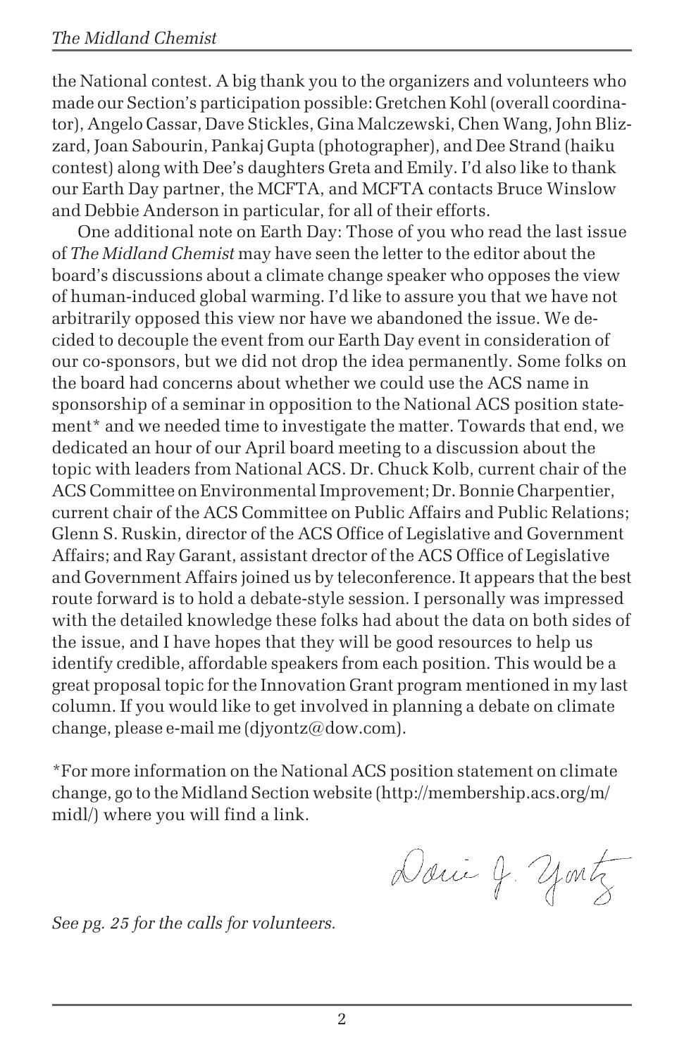the National contest. A big thank you to the organizers and volunteers who made our Section's participation possible: Gretchen Kohl (overall coordinator), Angelo Cassar, Dave Stickles, Gina Malczewski, Chen Wang, John Blizzard, Joan Sabourin, Pankaj Gupta (photographer), and Dee Strand (haiku contest) along with Dee's daughters Greta and Emily. I'd also like to thank our Earth Day partner, the MCFTA, and MCFTA contacts Bruce Winslow and Debbie Anderson in particular, for all of their efforts.

One additional note on Earth Day: Those of you who read the last issue of *The Midland Chemist* may have seen the letter to the editor about the board's discussions about a climate change speaker who opposes the view of human-induced global warming. I'd like to assure you that we have not arbitrarily opposed this view nor have we abandoned the issue. We decided to decouple the event from our Earth Day event in consideration of our co-sponsors, but we did not drop the idea permanently. Some folks on the board had concerns about whether we could use the ACS name in sponsorship of a seminar in opposition to the National ACS position statement* and we needed time to investigate the matter. Towards that end, we dedicated an hour of our April board meeting to a discussion about the topic with leaders from National ACS. Dr. Chuck Kolb, current chair of the ACS Committee on Environmental Improvement; Dr. Bonnie Charpentier, current chair of the ACS Committee on Public Affairs and Public Relations; Glenn S. Ruskin, director of the ACS Office of Legislative and Government Affairs; and Ray Garant, assistant director of the ACS Office of Legislative and Government Affairs joined us by teleconference. It appears that the best route forward is to hold a debate-style session. I personally was impressed with the detailed knowledge these folks had about the data on both sides of the issue, and I have hopes that they will be good resources to help us identify credible, affordable speakers from each position. This would be a great proposal topic for the Innovation Grant program mentioned in my last column. If you would like to get involved in planning a debate on climate change, please e-mail me (djyontz@dow.com).

*For more information on the National ACS position statement on climate change, go to the Midland Section website (http://membership.acs.org/m/midl/) where you will find a link.

Dorie J. Yontz

*See pg. 25 for the calls for volunteers.*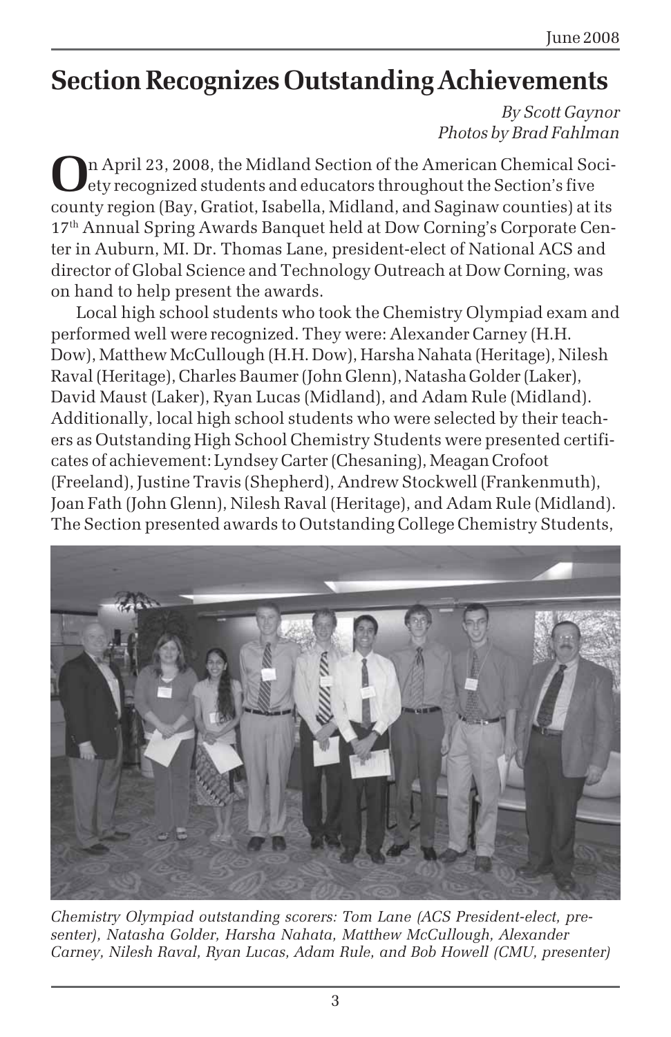# Section Recognizes Outstanding Achievements

*By Scott Gaynor*
*Photos by Brad Fahlman*

On April 23, 2008, the Midland Section of the American Chemical Society recognized students and educators throughout the Section's five county region (Bay, Gratiot, Isabella, Midland, and Saginaw counties) at its 17th Annual Spring Awards Banquet held at Dow Corning's Corporate Center in Auburn, MI. Dr. Thomas Lane, president-elect of National ACS and director of Global Science and Technology Outreach at Dow Corning, was on hand to help present the awards.

Local high school students who took the Chemistry Olympiad exam and performed well were recognized. They were: Alexander Carney (H.H. Dow), Matthew McCullough (H.H. Dow), Harsha Nahata (Heritage), Nilesh Raval (Heritage), Charles Baumer (John Glenn), Natasha Golder (Laker), David Maust (Laker), Ryan Lucas (Midland), and Adam Rule (Midland). Additionally, local high school students who were selected by their teachers as Outstanding High School Chemistry Students were presented certificates of achievement: Lyndsey Carter (Chesaning), Meagan Crofoot (Freeland), Justine Travis (Shepherd), Andrew Stockwell (Frankenmuth), Joan Fath (John Glenn), Nilesh Raval (Heritage), and Adam Rule (Midland). The Section presented awards to Outstanding College Chemistry Students,

*Chemistry Olympiad outstanding scorers: Tom Lane (ACS President-elect, presenter), Natasha Golder, Harsha Nahata, Matthew McCullough, Alexander Carney, Nilesh Raval, Ryan Lucas, Adam Rule, and Bob Howell (CMU, presenter)*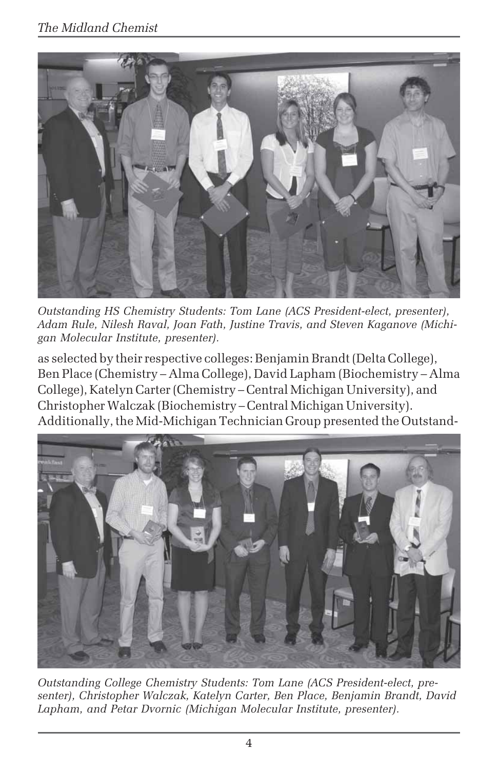*Outstanding HS Chemistry Students: Tom Lane (ACS President-elect, presenter), Adam Rule, Nilesh Raval, Joan Fath, Justine Travis, and Steven Kaganove (Michigan Molecular Institute, presenter).*

as selected by their respective colleges: Benjamin Brandt (Delta College), Ben Place (Chemistry – Alma College), David Lapham (Biochemistry – Alma College), Katelyn Carter (Chemistry – Central Michigan University), and Christopher Walczak (Biochemistry – Central Michigan University). Additionally, the Mid-Michigan Technician Group presented the Outstand-

*Outstanding College Chemistry Students: Tom Lane (ACS President-elect, presenter), Christopher Walczak, Katelyn Carter, Ben Place, Benjamin Brandt, David Lapham, and Petar Dvornic (Michigan Molecular Institute, presenter).*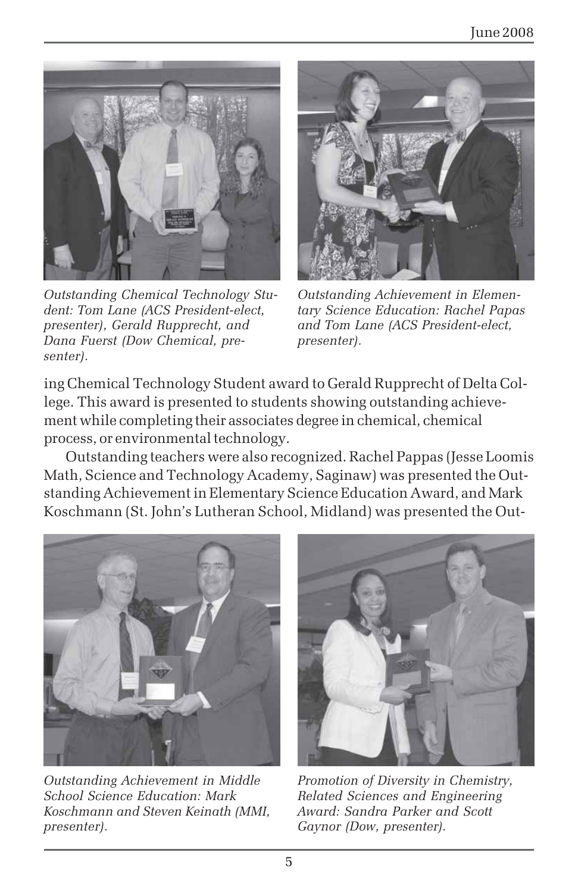*Outstanding Chemical Technology Student: Tom Lane (ACS President-elect, presenter), Gerald Rupprecht, and Dana Fuerst (Dow Chemical, presenter).*

*Outstanding Achievement in Elementary Science Education: Rachel Papas and Tom Lane (ACS President-elect, presenter).*

ing Chemical Technology Student award to Gerald Rupprecht of Delta College. This award is presented to students showing outstanding achievement while completing their associates degree in chemical, chemical process, or environmental technology.

Outstanding teachers were also recognized. Rachel Pappas (Jesse Loomis Math, Science and Technology Academy, Saginaw) was presented the Outstanding Achievement in Elementary Science Education Award, and Mark Koschmann (St. John's Lutheran School, Midland) was presented the Out-

*Outstanding Achievement in Middle School Science Education: Mark Koschmann and Steven Keinath (MMI, presenter).*

*Promotion of Diversity in Chemistry, Related Sciences and Engineering Award: Sandra Parker and Scott Gaynor (Dow, presenter).*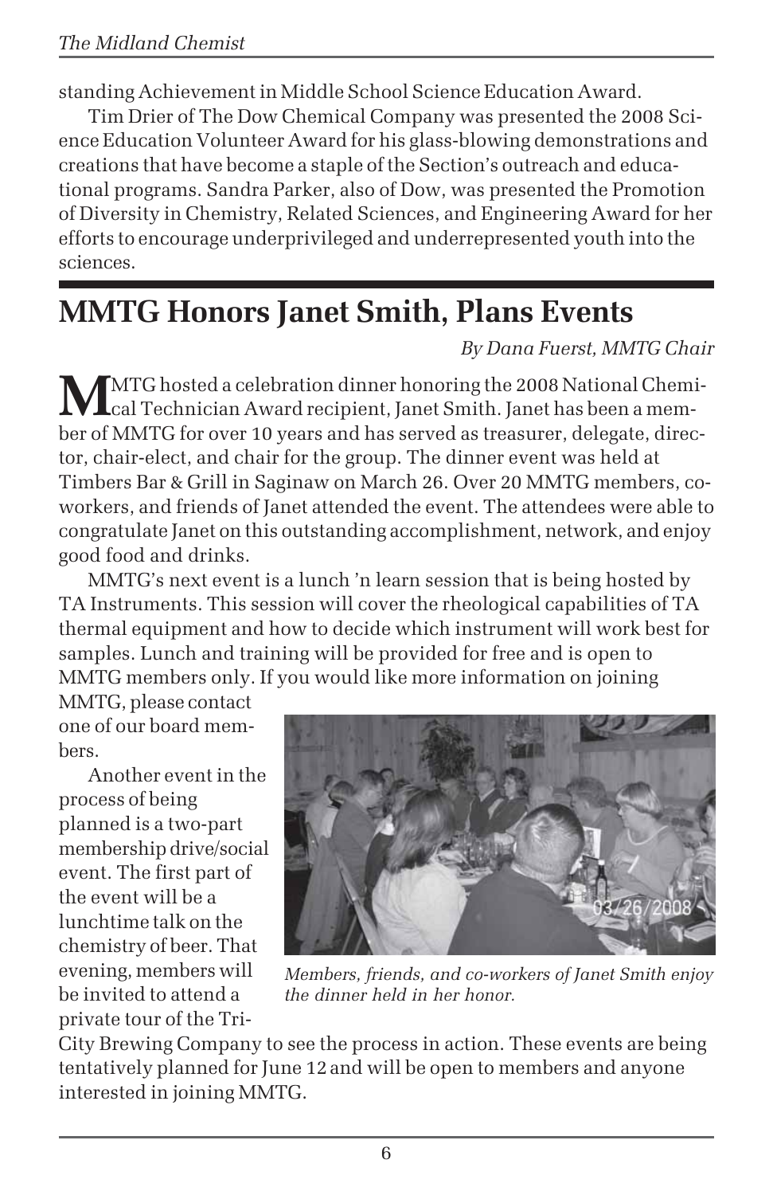standing Achievement in Middle School Science Education Award.

Tim Drier of The Dow Chemical Company was presented the 2008 Science Education Volunteer Award for his glass-blowing demonstrations and creations that have become a staple of the Section's outreach and educational programs. Sandra Parker, also of Dow, was presented the Promotion of Diversity in Chemistry, Related Sciences, and Engineering Award for her efforts to encourage underprivileged and underrepresented youth into the sciences.

## MMTG Honors Janet Smith, Plans Events

*By Dana Fuerst, MMTG Chair*

MMTG hosted a celebration dinner honoring the 2008 National Chemical Technician Award recipient, Janet Smith. Janet has been a member of MMTG for over 10 years and has served as treasurer, delegate, director, chair-elect, and chair for the group. The dinner event was held at Timbers Bar & Grill in Saginaw on March 26. Over 20 MMTG members, co-workers, and friends of Janet attended the event. The attendees were able to congratulate Janet on this outstanding accomplishment, network, and enjoy good food and drinks.

MMTG's next event is a lunch 'n learn session that is being hosted by TA Instruments. This session will cover the rheological capabilities of TA thermal equipment and how to decide which instrument will work best for samples. Lunch and training will be provided for free and is open to MMTG members only. If you would like more information on joining MMTG, please contact one of our board members.

Another event in the process of being planned is a two-part membership drive/social event. The first part of the event will be a lunchtime talk on the chemistry of beer. That evening, members will be invited to attend a private tour of the Tri-City Brewing Company to see the process in action. These events are being tentatively planned for June 12 and will be open to members and anyone interested in joining MMTG.

*Members, friends, and co-workers of Janet Smith enjoy the dinner held in her honor.*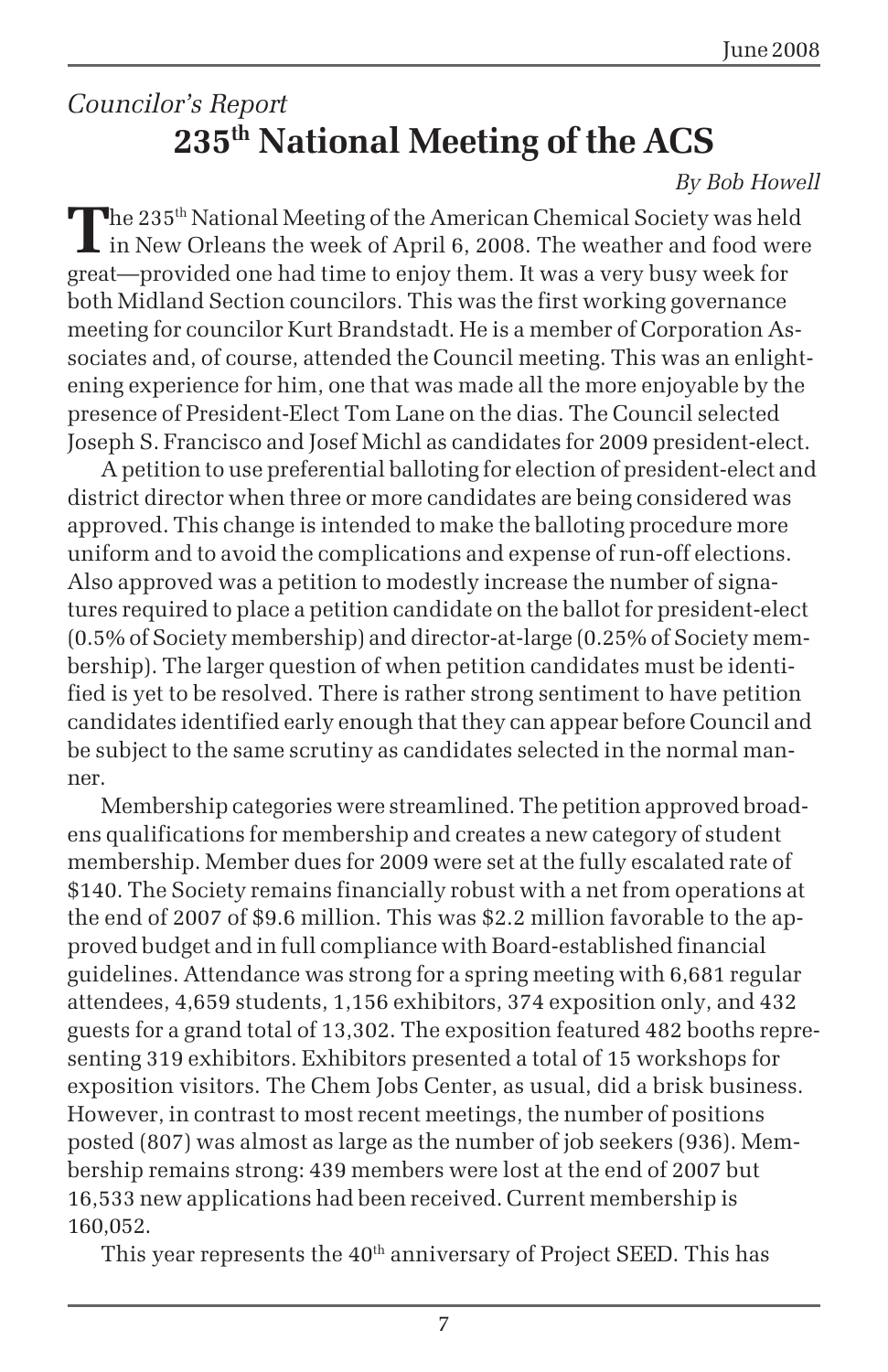*Councilor's Report*

# 235th National Meeting of the ACS

*By Bob Howell*

The 235th National Meeting of the American Chemical Society was held in New Orleans the week of April 6, 2008. The weather and food were great—provided one had time to enjoy them. It was a very busy week for both Midland Section councilors. This was the first working governance meeting for councilor Kurt Brandstadt. He is a member of Corporation Associates and, of course, attended the Council meeting. This was an enlightening experience for him, one that was made all the more enjoyable by the presence of President-Elect Tom Lane on the dias. The Council selected Joseph S. Francisco and Josef Michl as candidates for 2009 president-elect.

A petition to use preferential balloting for election of president-elect and district director when three or more candidates are being considered was approved. This change is intended to make the balloting procedure more uniform and to avoid the complications and expense of run-off elections. Also approved was a petition to modestly increase the number of signatures required to place a petition candidate on the ballot for president-elect (0.5% of Society membership) and director-at-large (0.25% of Society membership). The larger question of when petition candidates must be identified is yet to be resolved. There is rather strong sentiment to have petition candidates identified early enough that they can appear before Council and be subject to the same scrutiny as candidates selected in the normal manner.

Membership categories were streamlined. The petition approved broadens qualifications for membership and creates a new category of student membership. Member dues for 2009 were set at the fully escalated rate of $140. The Society remains financially robust with a net from operations at the end of 2007 of $9.6 million. This was $2.2 million favorable to the approved budget and in full compliance with Board-established financial guidelines. Attendance was strong for a spring meeting with 6,681 regular attendees, 4,659 students, 1,156 exhibitors, 374 exposition only, and 432 guests for a grand total of 13,302. The exposition featured 482 booths representing 319 exhibitors. Exhibitors presented a total of 15 workshops for exposition visitors. The Chem Jobs Center, as usual, did a brisk business. However, in contrast to most recent meetings, the number of positions posted (807) was almost as large as the number of job seekers (936). Membership remains strong: 439 members were lost at the end of 2007 but 16,533 new applications had been received. Current membership is 160,052.

This year represents the 40th anniversary of Project SEED. This has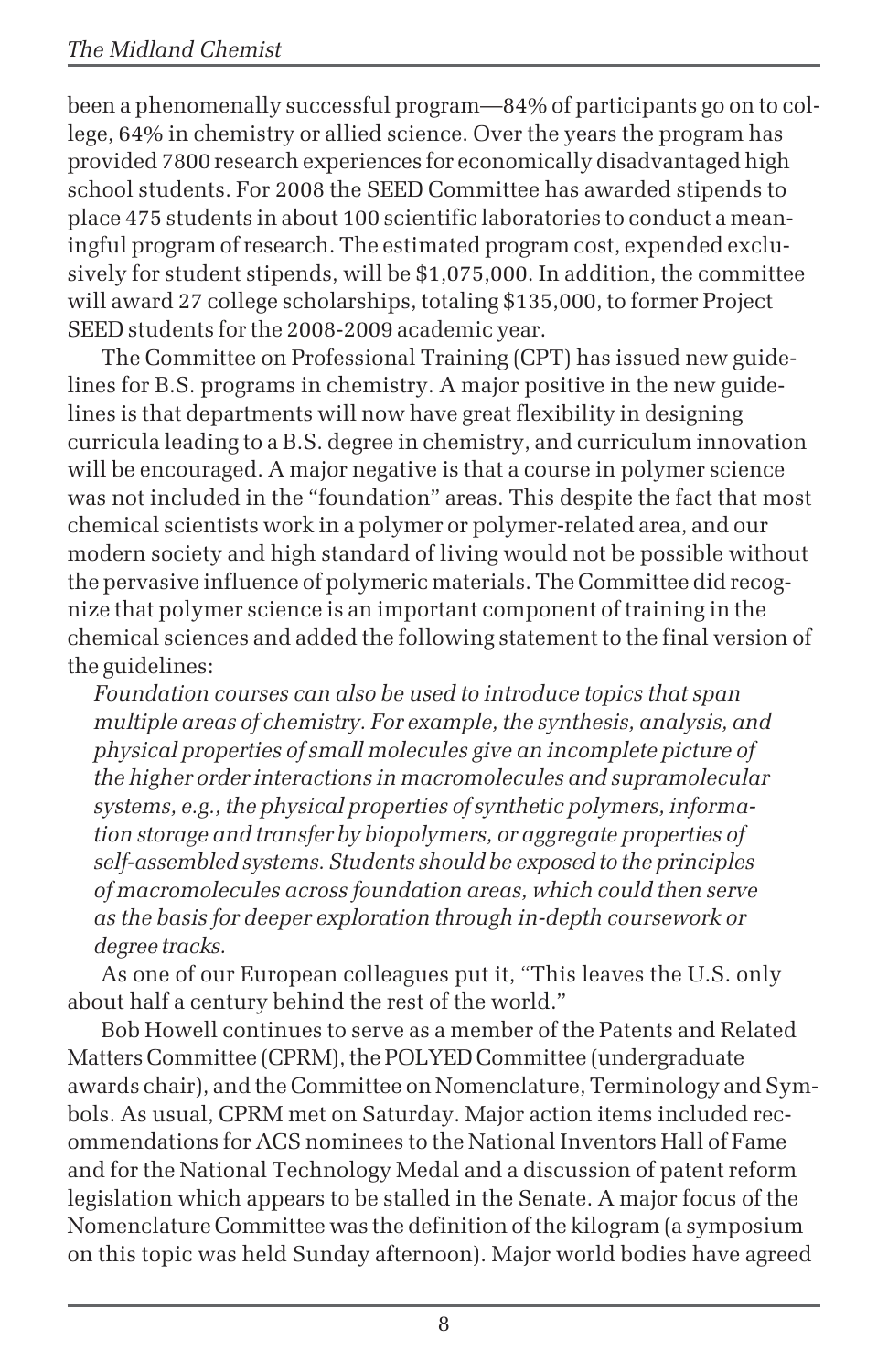been a phenomenally successful program—84% of participants go on to college, 64% in chemistry or allied science. Over the years the program has provided 7800 research experiences for economically disadvantaged high school students. For 2008 the SEED Committee has awarded stipends to place 475 students in about 100 scientific laboratories to conduct a meaningful program of research. The estimated program cost, expended exclusively for student stipends, will be $1,075,000. In addition, the committee will award 27 college scholarships, totaling $135,000, to former Project SEED students for the 2008-2009 academic year.

The Committee on Professional Training (CPT) has issued new guidelines for B.S. programs in chemistry. A major positive in the new guidelines is that departments will now have great flexibility in designing curricula leading to a B.S. degree in chemistry, and curriculum innovation will be encouraged. A major negative is that a course in polymer science was not included in the "foundation" areas. This despite the fact that most chemical scientists work in a polymer or polymer-related area, and our modern society and high standard of living would not be possible without the pervasive influence of polymeric materials. The Committee did recognize that polymer science is an important component of training in the chemical sciences and added the following statement to the final version of the guidelines:

*Foundation courses can also be used to introduce topics that span multiple areas of chemistry. For example, the synthesis, analysis, and physical properties of small molecules give an incomplete picture of the higher order interactions in macromolecules and supramolecular systems, e.g., the physical properties of synthetic polymers, information storage and transfer by biopolymers, or aggregate properties of self-assembled systems. Students should be exposed to the principles of macromolecules across foundation areas, which could then serve as the basis for deeper exploration through in-depth coursework or degree tracks.*

As one of our European colleagues put it, "This leaves the U.S. only about half a century behind the rest of the world."

Bob Howell continues to serve as a member of the Patents and Related Matters Committee (CPRM), the POLYED Committee (undergraduate awards chair), and the Committee on Nomenclature, Terminology and Symbols. As usual, CPRM met on Saturday. Major action items included recommendations for ACS nominees to the National Inventors Hall of Fame and for the National Technology Medal and a discussion of patent reform legislation which appears to be stalled in the Senate. A major focus of the Nomenclature Committee was the definition of the kilogram (a symposium on this topic was held Sunday afternoon). Major world bodies have agreed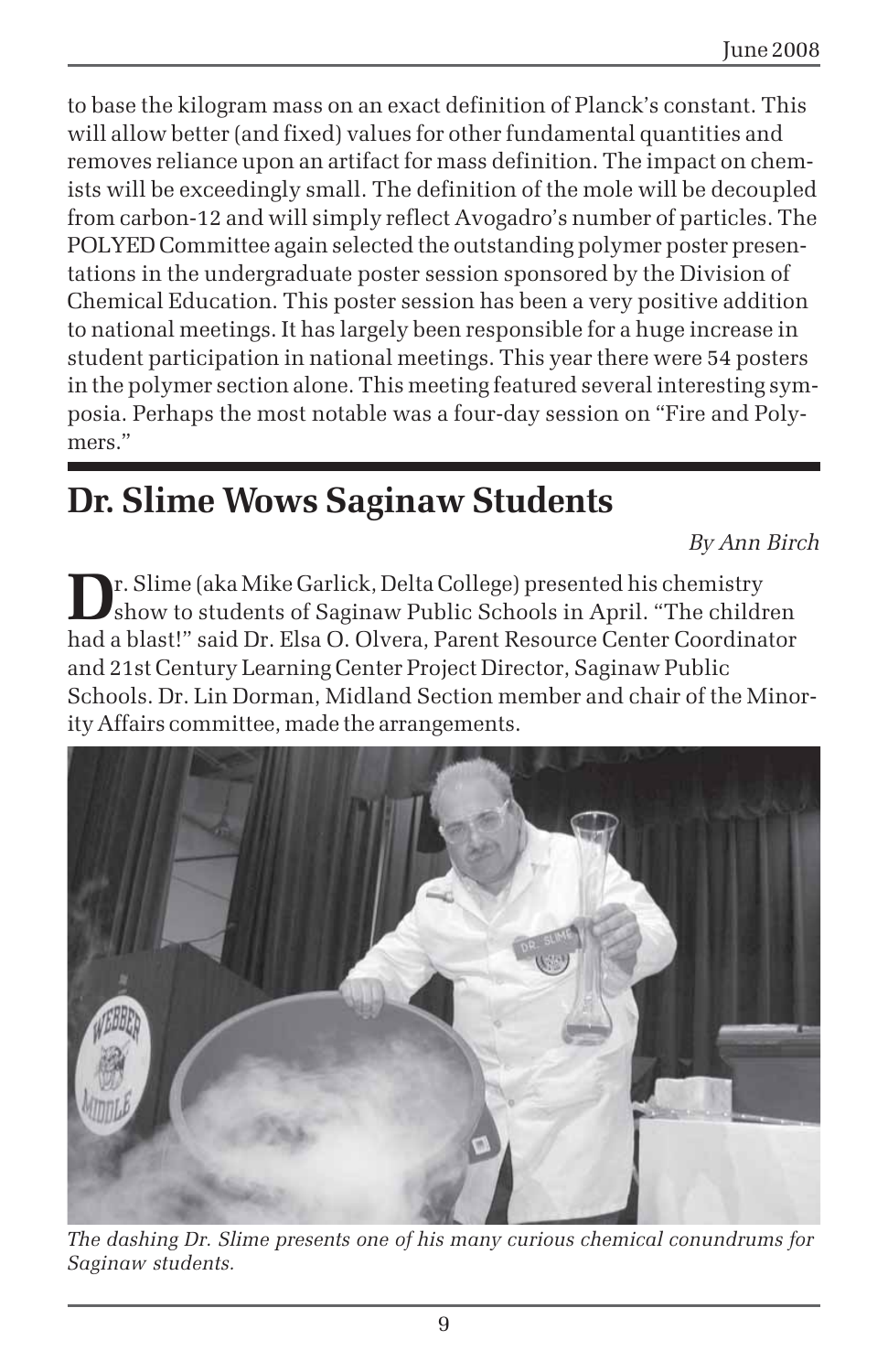to base the kilogram mass on an exact definition of Planck's constant. This will allow better (and fixed) values for other fundamental quantities and removes reliance upon an artifact for mass definition. The impact on chemists will be exceedingly small. The definition of the mole will be decoupled from carbon-12 and will simply reflect Avogadro's number of particles. The POLYED Committee again selected the outstanding polymer poster presentations in the undergraduate poster session sponsored by the Division of Chemical Education. This poster session has been a very positive addition to national meetings. It has largely been responsible for a huge increase in student participation in national meetings. This year there were 54 posters in the polymer section alone. This meeting featured several interesting symposia. Perhaps the most notable was a four-day session on "Fire and Polymers."

## Dr. Slime Wows Saginaw Students

*By Ann Birch*

Dr. Slime (aka Mike Garlick, Delta College) presented his chemistry show to students of Saginaw Public Schools in April. "The children had a blast!" said Dr. Elsa O. Olvera, Parent Resource Center Coordinator and 21st Century Learning Center Project Director, Saginaw Public Schools. Dr. Lin Dorman, Midland Section member and chair of the Minority Affairs committee, made the arrangements.

*The dashing Dr. Slime presents one of his many curious chemical conundrums for Saginaw students.*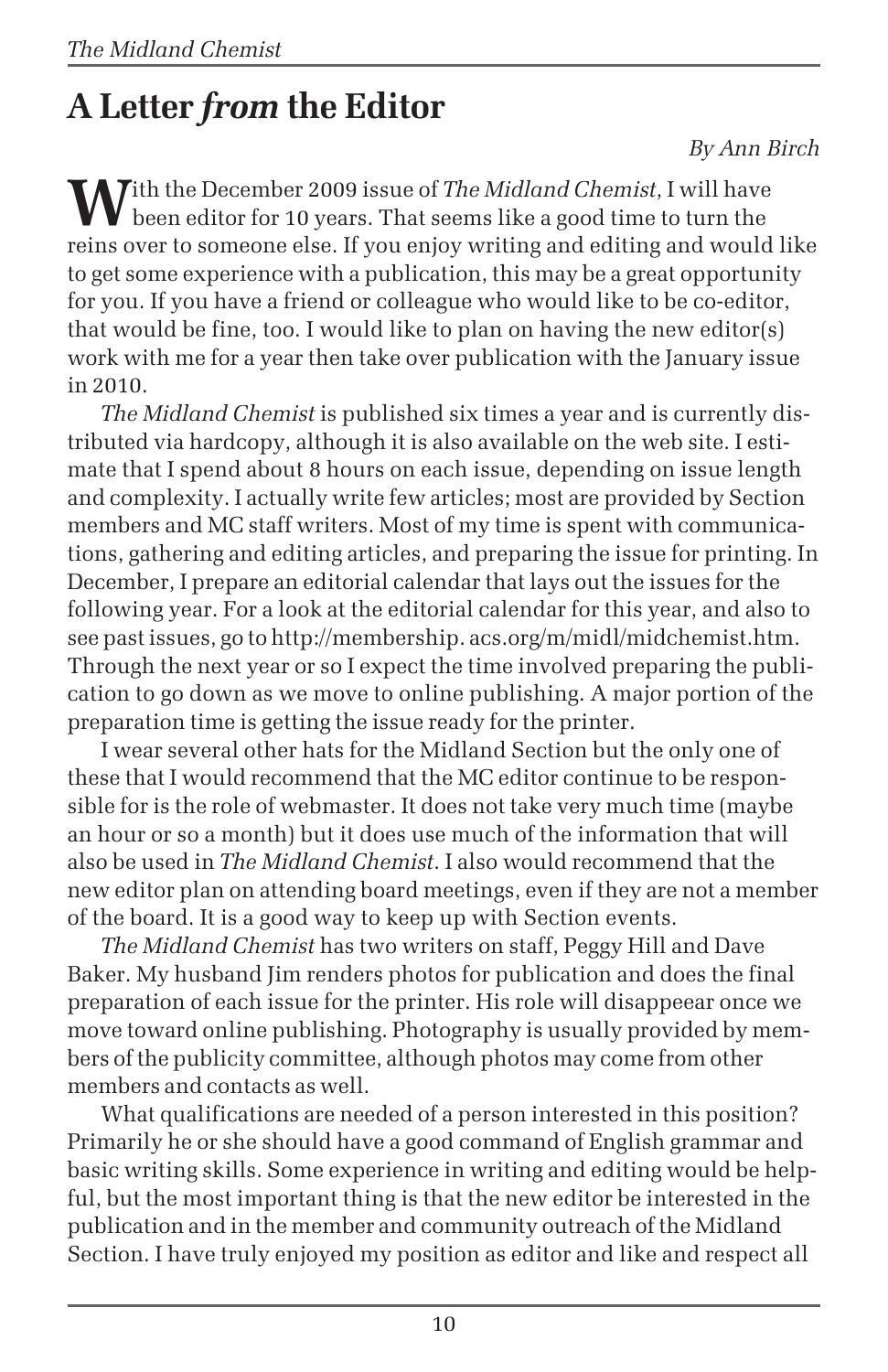# A Letter *from* the Editor

*By Ann Birch*

With the December 2009 issue of *The Midland Chemist*, I will have been editor for 10 years. That seems like a good time to turn the reins over to someone else. If you enjoy writing and editing and would like to get some experience with a publication, this may be a great opportunity for you. If you have a friend or colleague who would like to be co-editor, that would be fine, too. I would like to plan on having the new editor(s) work with me for a year then take over publication with the January issue in 2010.

*The Midland Chemist* is published six times a year and is currently distributed via hardcopy, although it is also available on the web site. I estimate that I spend about 8 hours on each issue, depending on issue length and complexity. I actually write few articles; most are provided by Section members and MC staff writers. Most of my time is spent with communications, gathering and editing articles, and preparing the issue for printing. In December, I prepare an editorial calendar that lays out the issues for the following year. For a look at the editorial calendar for this year, and also to see past issues, go to http://membership. acs.org/m/midl/midchemist.htm. Through the next year or so I expect the time involved preparing the publication to go down as we move to online publishing. A major portion of the preparation time is getting the issue ready for the printer.

I wear several other hats for the Midland Section but the only one of these that I would recommend that the MC editor continue to be responsible for is the role of webmaster. It does not take very much time (maybe an hour or so a month) but it does use much of the information that will also be used in *The Midland Chemist*. I also would recommend that the new editor plan on attending board meetings, even if they are not a member of the board. It is a good way to keep up with Section events.

*The Midland Chemist* has two writers on staff, Peggy Hill and Dave Baker. My husband Jim renders photos for publication and does the final preparation of each issue for the printer. His role will disappeear once we move toward online publishing. Photography is usually provided by members of the publicity committee, although photos may come from other members and contacts as well.

What qualifications are needed of a person interested in this position? Primarily he or she should have a good command of English grammar and basic writing skills. Some experience in writing and editing would be helpful, but the most important thing is that the new editor be interested in the publication and in the member and community outreach of the Midland Section. I have truly enjoyed my position as editor and like and respect all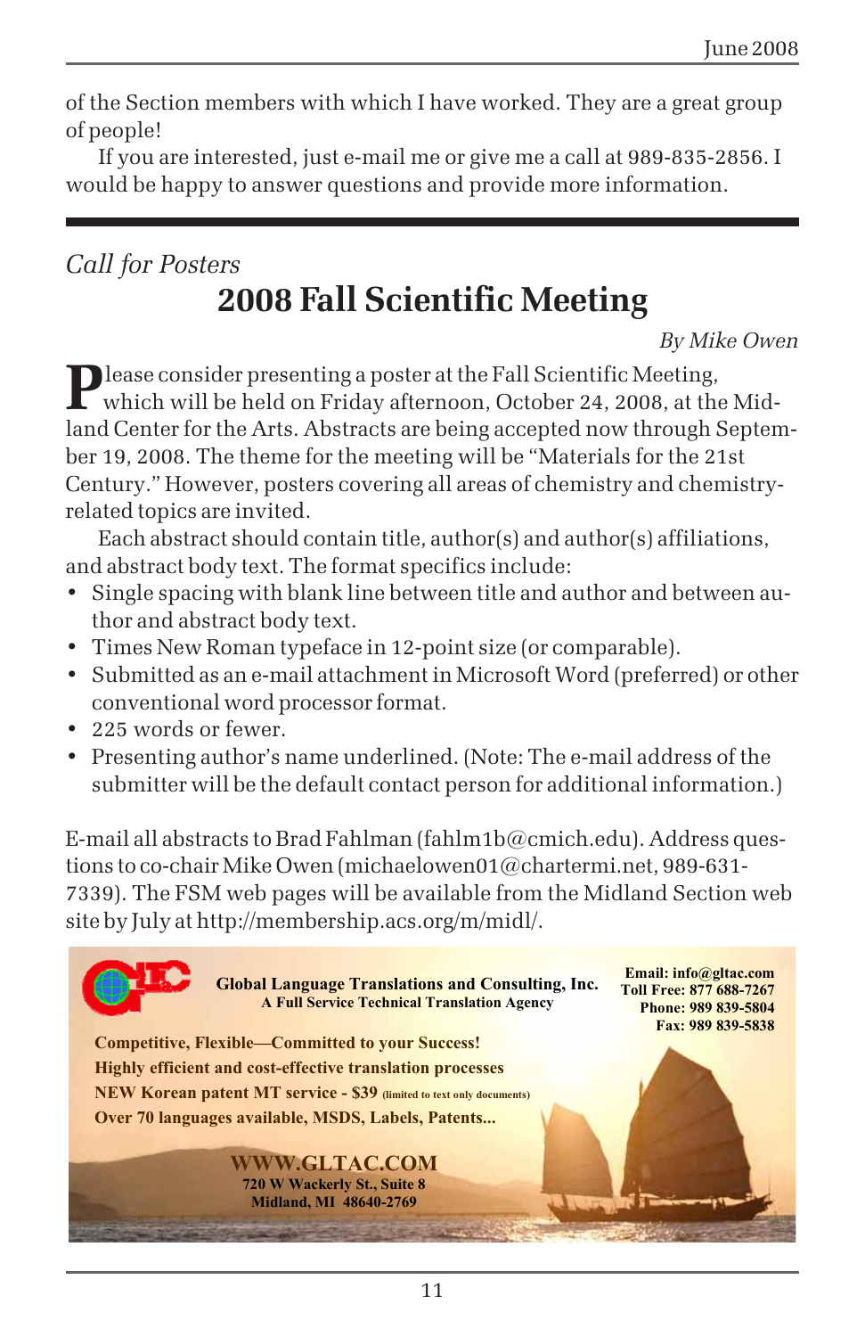of the Section members with which I have worked. They are a great group of people!

If you are interested, just e-mail me or give me a call at 989-835-2856. I would be happy to answer questions and provide more information.

---

*Call for Posters*

# 2008 Fall Scientific Meeting

*By Mike Owen*

Please consider presenting a poster at the Fall Scientific Meeting, which will be held on Friday afternoon, October 24, 2008, at the Midland Center for the Arts. Abstracts are being accepted now through September 19, 2008. The theme for the meeting will be "Materials for the 21st Century." However, posters covering all areas of chemistry and chemistry-related topics are invited.

Each abstract should contain title, author(s) and author(s) affiliations, and abstract body text. The format specifics include:

- Single spacing with blank line between title and author and between author and abstract body text.
- Times New Roman typeface in 12-point size (or comparable).
- Submitted as an e-mail attachment in Microsoft Word (preferred) or other conventional word processor format.
- 225 words or fewer.
- Presenting author's name underlined. (Note: The e-mail address of the submitter will be the default contact person for additional information.)

E-mail all abstracts to Brad Fahlman (fahlm1b@cmich.edu). Address questions to co-chair Mike Owen (michaelowen01@chartermi.net, 989-631-7339). The FSM web pages will be available from the Midland Section web site by July at http://membership.acs.org/m/midl/.

---

**Global Language Translations and Consulting, Inc.**
**A Full Service Technical Translation Agency**

**Email: info@gltac.com**
**Toll Free: 877 688-7267**
**Phone: 989 839-5804**
**Fax: 989 839-5838**

**Competitive, Flexible—Committed to your Success!**
**Highly efficient and cost-effective translation processes**
**NEW Korean patent MT service - $39** (limited to text only documents)
**Over 70 languages available, MSDS, Labels, Patents...**

**WWW.GLTAC.COM**
**720 W Wackerly St., Suite 8**
**Midland, MI 48640-2769**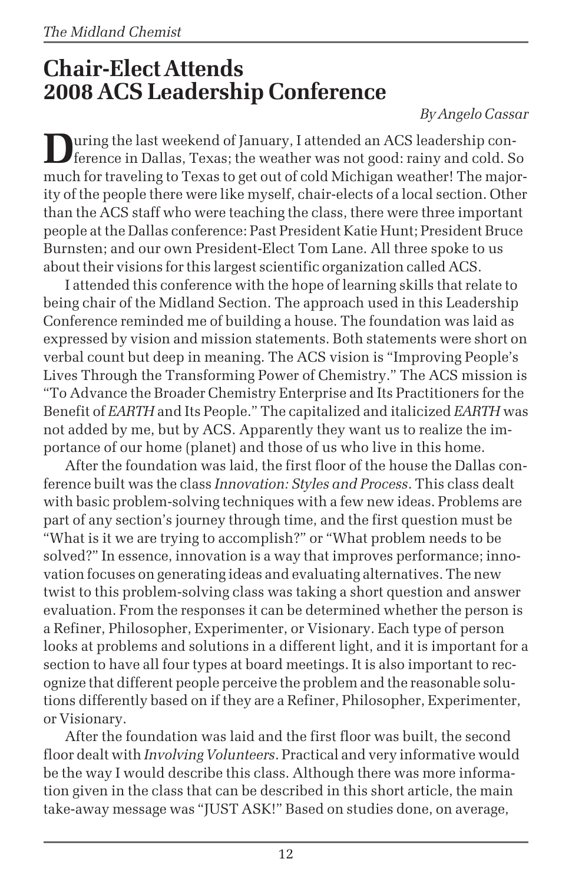# Chair-Elect Attends 2008 ACS Leadership Conference

*By Angelo Cassar*

During the last weekend of January, I attended an ACS leadership conference in Dallas, Texas; the weather was not good: rainy and cold. So much for traveling to Texas to get out of cold Michigan weather! The majority of the people there were like myself, chair-elects of a local section. Other than the ACS staff who were teaching the class, there were three important people at the Dallas conference: Past President Katie Hunt; President Bruce Burnsten; and our own President-Elect Tom Lane. All three spoke to us about their visions for this largest scientific organization called ACS.

I attended this conference with the hope of learning skills that relate to being chair of the Midland Section. The approach used in this Leadership Conference reminded me of building a house. The foundation was laid as expressed by vision and mission statements. Both statements were short on verbal count but deep in meaning. The ACS vision is "Improving People's Lives Through the Transforming Power of Chemistry." The ACS mission is "To Advance the Broader Chemistry Enterprise and Its Practitioners for the Benefit of *EARTH* and Its People." The capitalized and italicized *EARTH* was not added by me, but by ACS. Apparently they want us to realize the importance of our home (planet) and those of us who live in this home.

After the foundation was laid, the first floor of the house the Dallas conference built was the class *Innovation: Styles and Process*. This class dealt with basic problem-solving techniques with a few new ideas. Problems are part of any section's journey through time, and the first question must be "What is it we are trying to accomplish?" or "What problem needs to be solved?" In essence, innovation is a way that improves performance; innovation focuses on generating ideas and evaluating alternatives. The new twist to this problem-solving class was taking a short question and answer evaluation. From the responses it can be determined whether the person is a Refiner, Philosopher, Experimenter, or Visionary. Each type of person looks at problems and solutions in a different light, and it is important for a section to have all four types at board meetings. It is also important to recognize that different people perceive the problem and the reasonable solutions differently based on if they are a Refiner, Philosopher, Experimenter, or Visionary.

After the foundation was laid and the first floor was built, the second floor dealt with *Involving Volunteers*. Practical and very informative would be the way I would describe this class. Although there was more information given in the class that can be described in this short article, the main take-away message was "JUST ASK!" Based on studies done, on average,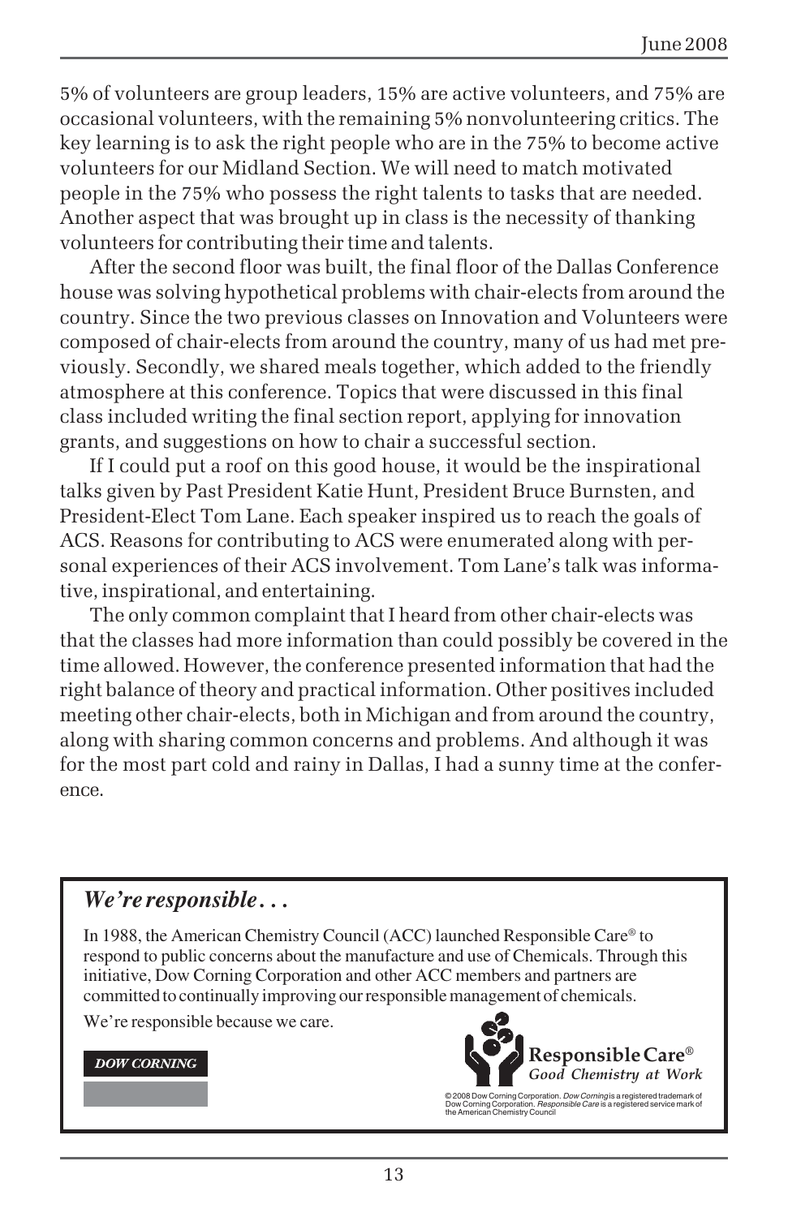5% of volunteers are group leaders, 15% are active volunteers, and 75% are occasional volunteers, with the remaining 5% nonvolunteering critics. The key learning is to ask the right people who are in the 75% to become active volunteers for our Midland Section. We will need to match motivated people in the 75% who possess the right talents to tasks that are needed. Another aspect that was brought up in class is the necessity of thanking volunteers for contributing their time and talents.

After the second floor was built, the final floor of the Dallas Conference house was solving hypothetical problems with chair-elects from around the country. Since the two previous classes on Innovation and Volunteers were composed of chair-elects from around the country, many of us had met previously. Secondly, we shared meals together, which added to the friendly atmosphere at this conference. Topics that were discussed in this final class included writing the final section report, applying for innovation grants, and suggestions on how to chair a successful section.

If I could put a roof on this good house, it would be the inspirational talks given by Past President Katie Hunt, President Bruce Burnsten, and President-Elect Tom Lane. Each speaker inspired us to reach the goals of ACS. Reasons for contributing to ACS were enumerated along with personal experiences of their ACS involvement. Tom Lane's talk was informative, inspirational, and entertaining.

The only common complaint that I heard from other chair-elects was that the classes had more information than could possibly be covered in the time allowed. However, the conference presented information that had the right balance of theory and practical information. Other positives included meeting other chair-elects, both in Michigan and from around the country, along with sharing common concerns and problems. And although it was for the most part cold and rainy in Dallas, I had a sunny time at the conference.

---

### *We're responsible. . .*

In 1988, the American Chemistry Council (ACC) launched Responsible Care® to respond to public concerns about the manufacture and use of Chemicals. Through this initiative, Dow Corning Corporation and other ACC members and partners are committed to continually improving our responsible management of chemicals.

We're responsible because we care.

**DOW CORNING**

**Responsible Care®**
*Good Chemistry at Work*

© 2008 Dow Corning Corporation. *Dow Corning* is a registered trademark of Dow Corning Corporation. *Responsible Care* is a registered service mark of the American Chemistry Council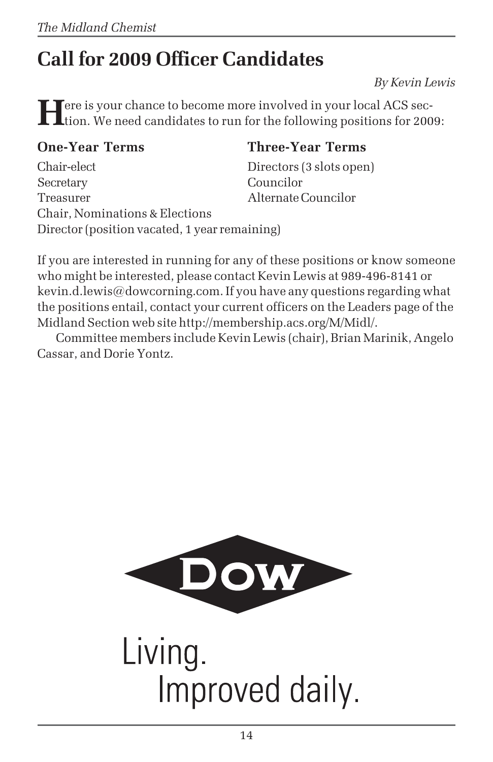# Call for 2009 Officer Candidates

*By Kevin Lewis*

Here is your chance to become more involved in your local ACS section. We need candidates to run for the following positions for 2009:

| One-Year Terms | Three-Year Terms |
|---|---|
| Chair-elect | Directors (3 slots open) |
| Secretary | Councilor |
| Treasurer | Alternate Councilor |
| Chair, Nominations & Elections | |
| Director (position vacated, 1 year remaining) | |

If you are interested in running for any of these positions or know someone who might be interested, please contact Kevin Lewis at 989-496-8141 or kevin.d.lewis@dowcorning.com. If you have any questions regarding what the positions entail, contact your current officers on the Leaders page of the Midland Section web site http://membership.acs.org/M/Midl/.

Committee members include Kevin Lewis (chair), Brian Marinik, Angelo Cassar, and Dorie Yontz.

DOW

Living.
Improved daily.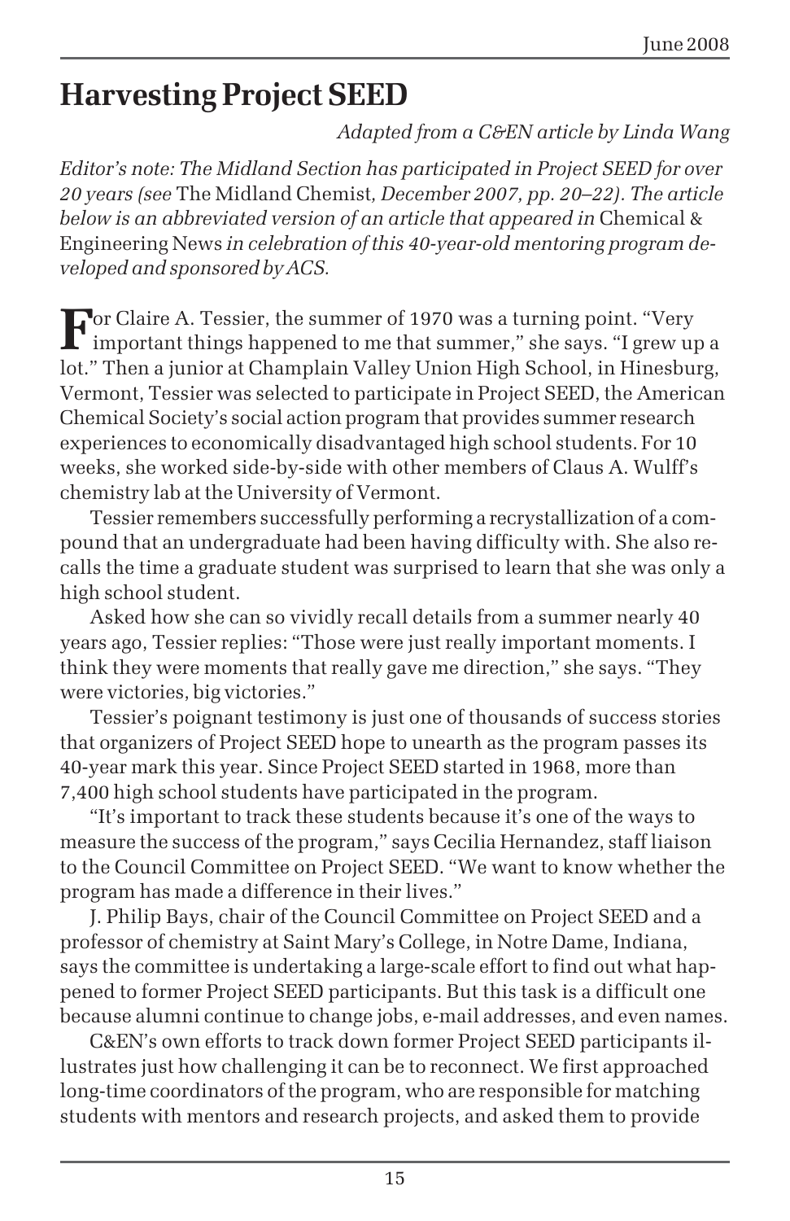# Harvesting Project SEED

*Adapted from a C&EN article by Linda Wang*

*Editor's note: The Midland Section has participated in Project SEED for over 20 years (see* The Midland Chemist*, December 2007, pp. 20–22). The article below is an abbreviated version of an article that appeared in* Chemical & Engineering News *in celebration of this 40-year-old mentoring program developed and sponsored by ACS.*

For Claire A. Tessier, the summer of 1970 was a turning point. "Very important things happened to me that summer," she says. "I grew up a lot." Then a junior at Champlain Valley Union High School, in Hinesburg, Vermont, Tessier was selected to participate in Project SEED, the American Chemical Society's social action program that provides summer research experiences to economically disadvantaged high school students. For 10 weeks, she worked side-by-side with other members of Claus A. Wulff's chemistry lab at the University of Vermont.

Tessier remembers successfully performing a recrystallization of a compound that an undergraduate had been having difficulty with. She also recalls the time a graduate student was surprised to learn that she was only a high school student.

Asked how she can so vividly recall details from a summer nearly 40 years ago, Tessier replies: "Those were just really important moments. I think they were moments that really gave me direction," she says. "They were victories, big victories."

Tessier's poignant testimony is just one of thousands of success stories that organizers of Project SEED hope to unearth as the program passes its 40-year mark this year. Since Project SEED started in 1968, more than 7,400 high school students have participated in the program.

"It's important to track these students because it's one of the ways to measure the success of the program," says Cecilia Hernandez, staff liaison to the Council Committee on Project SEED. "We want to know whether the program has made a difference in their lives."

J. Philip Bays, chair of the Council Committee on Project SEED and a professor of chemistry at Saint Mary's College, in Notre Dame, Indiana, says the committee is undertaking a large-scale effort to find out what happened to former Project SEED participants. But this task is a difficult one because alumni continue to change jobs, e-mail addresses, and even names.

C&EN's own efforts to track down former Project SEED participants illustrates just how challenging it can be to reconnect. We first approached long-time coordinators of the program, who are responsible for matching students with mentors and research projects, and asked them to provide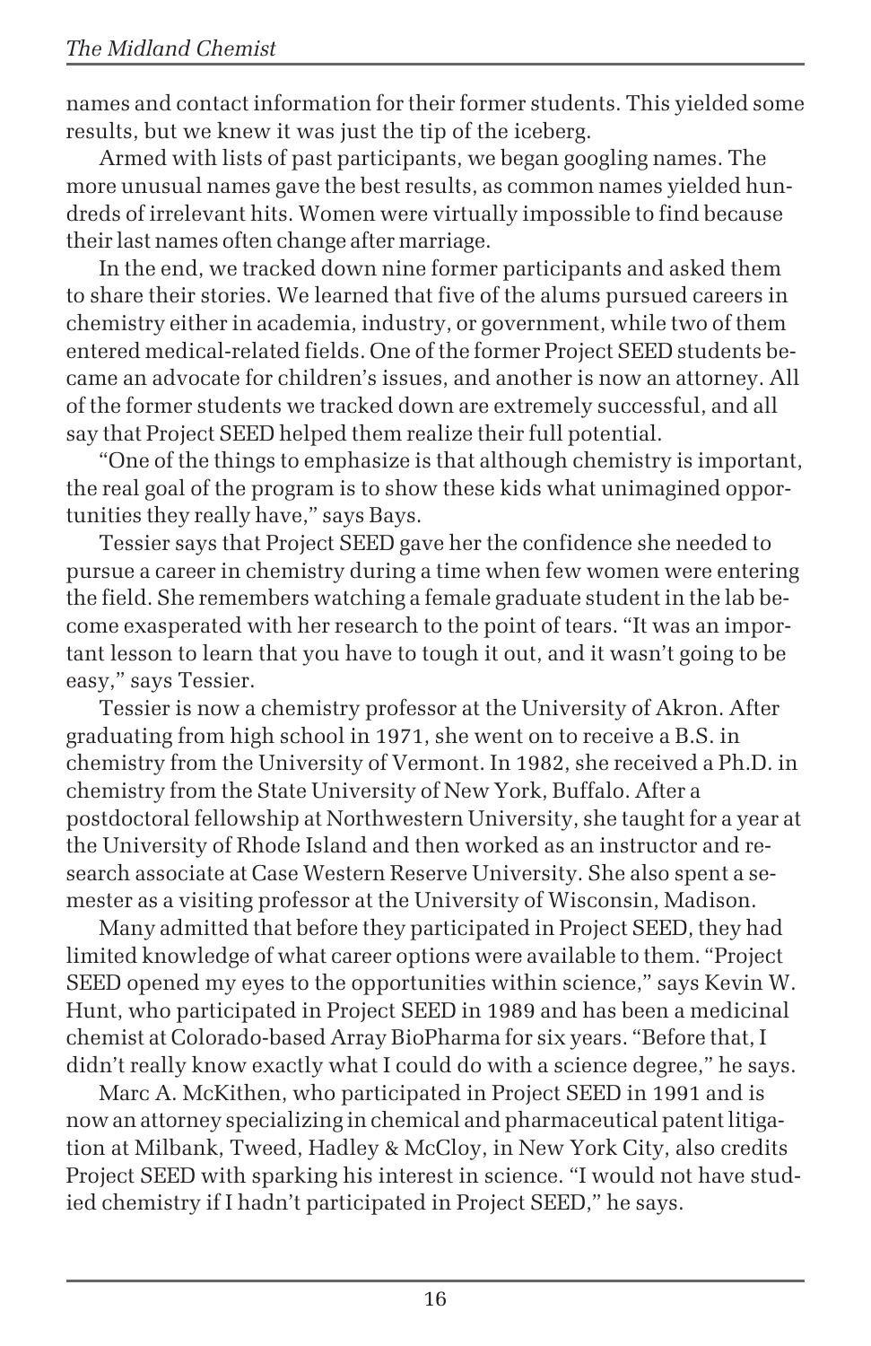names and contact information for their former students. This yielded some results, but we knew it was just the tip of the iceberg.

Armed with lists of past participants, we began googling names. The more unusual names gave the best results, as common names yielded hundreds of irrelevant hits. Women were virtually impossible to find because their last names often change after marriage.

In the end, we tracked down nine former participants and asked them to share their stories. We learned that five of the alums pursued careers in chemistry either in academia, industry, or government, while two of them entered medical-related fields. One of the former Project SEED students became an advocate for children's issues, and another is now an attorney. All of the former students we tracked down are extremely successful, and all say that Project SEED helped them realize their full potential.

"One of the things to emphasize is that although chemistry is important, the real goal of the program is to show these kids what unimagined opportunities they really have," says Bays.

Tessier says that Project SEED gave her the confidence she needed to pursue a career in chemistry during a time when few women were entering the field. She remembers watching a female graduate student in the lab become exasperated with her research to the point of tears. "It was an important lesson to learn that you have to tough it out, and it wasn't going to be easy," says Tessier.

Tessier is now a chemistry professor at the University of Akron. After graduating from high school in 1971, she went on to receive a B.S. in chemistry from the University of Vermont. In 1982, she received a Ph.D. in chemistry from the State University of New York, Buffalo. After a postdoctoral fellowship at Northwestern University, she taught for a year at the University of Rhode Island and then worked as an instructor and research associate at Case Western Reserve University. She also spent a semester as a visiting professor at the University of Wisconsin, Madison.

Many admitted that before they participated in Project SEED, they had limited knowledge of what career options were available to them. "Project SEED opened my eyes to the opportunities within science," says Kevin W. Hunt, who participated in Project SEED in 1989 and has been a medicinal chemist at Colorado-based Array BioPharma for six years. "Before that, I didn't really know exactly what I could do with a science degree," he says.

Marc A. McKithen, who participated in Project SEED in 1991 and is now an attorney specializing in chemical and pharmaceutical patent litigation at Milbank, Tweed, Hadley & McCloy, in New York City, also credits Project SEED with sparking his interest in science. "I would not have studied chemistry if I hadn't participated in Project SEED," he says.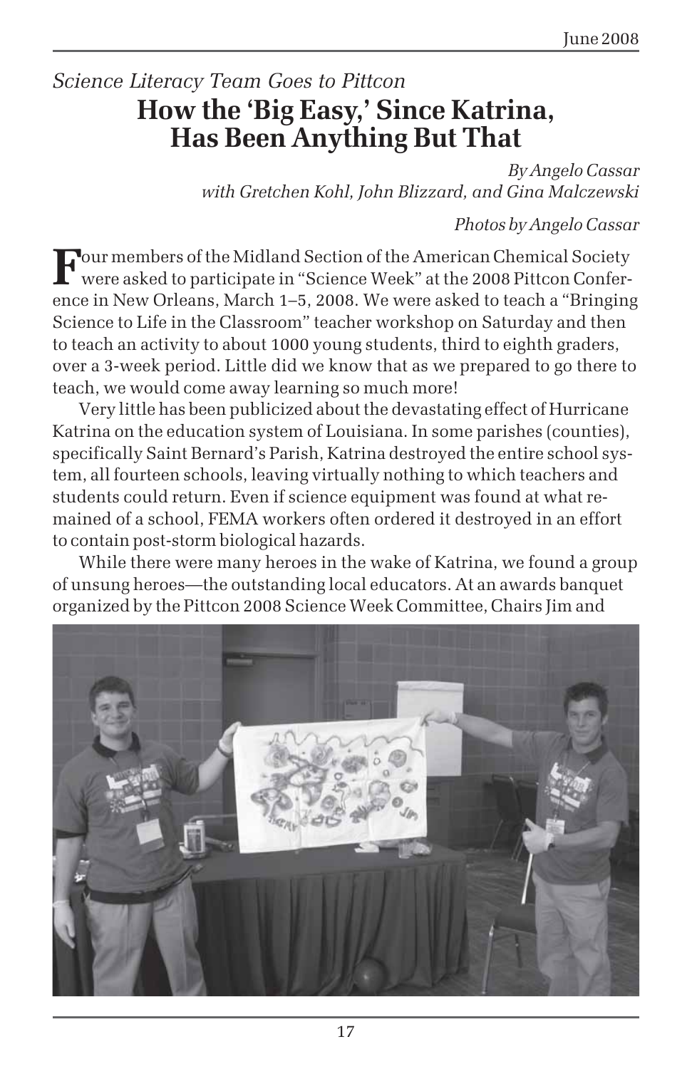*Science Literacy Team Goes to Pittcon*

# How the 'Big Easy,' Since Katrina, Has Been Anything But That

*By Angelo Cassar*
*with Gretchen Kohl, John Blizzard, and Gina Malczewski*

*Photos by Angelo Cassar*

Four members of the Midland Section of the American Chemical Society were asked to participate in "Science Week" at the 2008 Pittcon Conference in New Orleans, March 1–5, 2008. We were asked to teach a "Bringing Science to Life in the Classroom" teacher workshop on Saturday and then to teach an activity to about 1000 young students, third to eighth graders, over a 3-week period. Little did we know that as we prepared to go there to teach, we would come away learning so much more!

Very little has been publicized about the devastating effect of Hurricane Katrina on the education system of Louisiana. In some parishes (counties), specifically Saint Bernard's Parish, Katrina destroyed the entire school system, all fourteen schools, leaving virtually nothing to which teachers and students could return. Even if science equipment was found at what remained of a school, FEMA workers often ordered it destroyed in an effort to contain post-storm biological hazards.

While there were many heroes in the wake of Katrina, we found a group of unsung heroes—the outstanding local educators. At an awards banquet organized by the Pittcon 2008 Science Week Committee, Chairs Jim and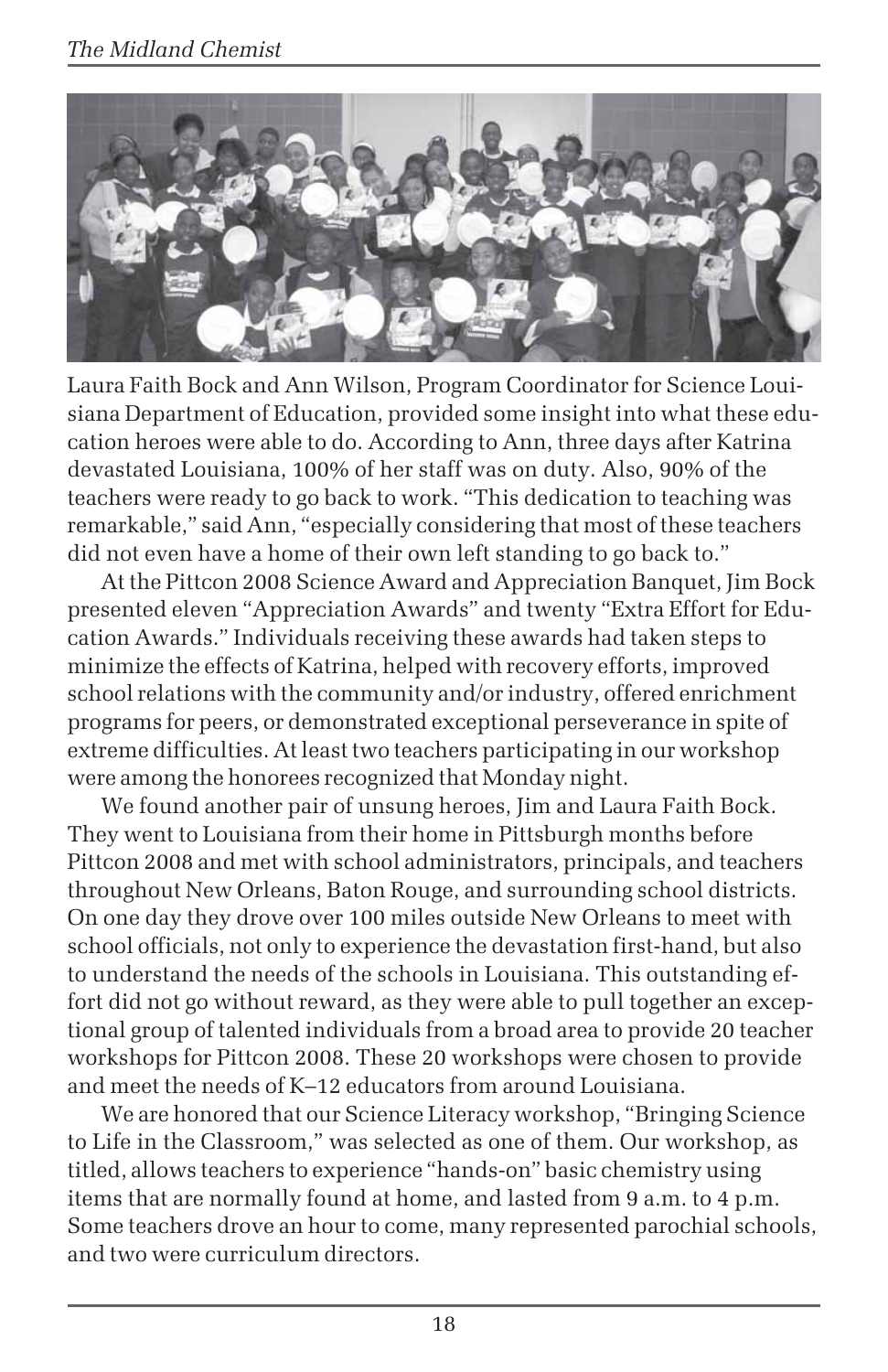Laura Faith Bock and Ann Wilson, Program Coordinator for Science Louisiana Department of Education, provided some insight into what these education heroes were able to do. According to Ann, three days after Katrina devastated Louisiana, 100% of her staff was on duty. Also, 90% of the teachers were ready to go back to work. "This dedication to teaching was remarkable," said Ann, "especially considering that most of these teachers did not even have a home of their own left standing to go back to."

At the Pittcon 2008 Science Award and Appreciation Banquet, Jim Bock presented eleven "Appreciation Awards" and twenty "Extra Effort for Education Awards." Individuals receiving these awards had taken steps to minimize the effects of Katrina, helped with recovery efforts, improved school relations with the community and/or industry, offered enrichment programs for peers, or demonstrated exceptional perseverance in spite of extreme difficulties. At least two teachers participating in our workshop were among the honorees recognized that Monday night.

We found another pair of unsung heroes, Jim and Laura Faith Bock. They went to Louisiana from their home in Pittsburgh months before Pittcon 2008 and met with school administrators, principals, and teachers throughout New Orleans, Baton Rouge, and surrounding school districts. On one day they drove over 100 miles outside New Orleans to meet with school officials, not only to experience the devastation first-hand, but also to understand the needs of the schools in Louisiana. This outstanding effort did not go without reward, as they were able to pull together an exceptional group of talented individuals from a broad area to provide 20 teacher workshops for Pittcon 2008. These 20 workshops were chosen to provide and meet the needs of K–12 educators from around Louisiana.

We are honored that our Science Literacy workshop, "Bringing Science to Life in the Classroom," was selected as one of them. Our workshop, as titled, allows teachers to experience "hands-on" basic chemistry using items that are normally found at home, and lasted from 9 a.m. to 4 p.m. Some teachers drove an hour to come, many represented parochial schools, and two were curriculum directors.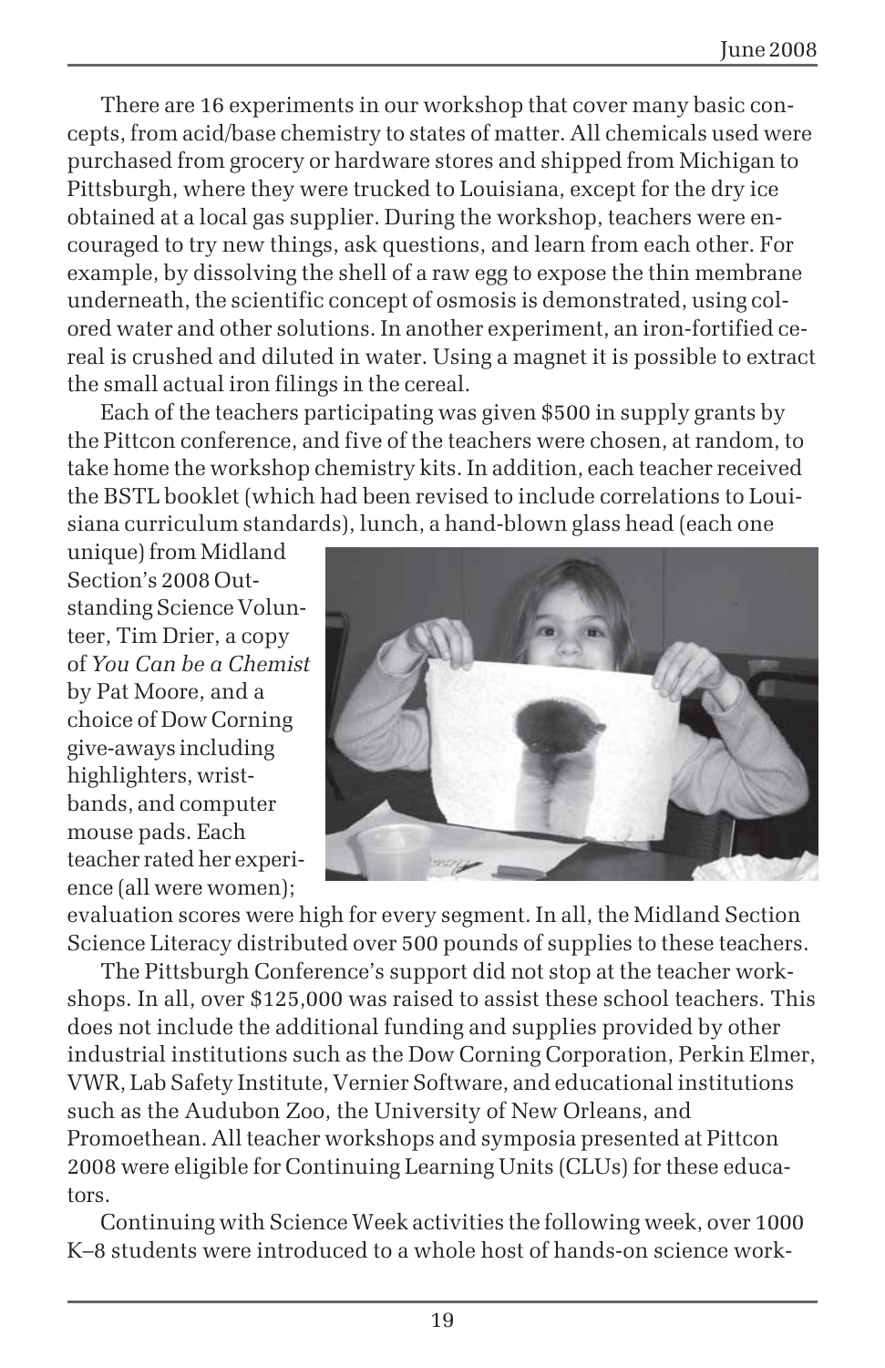There are 16 experiments in our workshop that cover many basic concepts, from acid/base chemistry to states of matter. All chemicals used were purchased from grocery or hardware stores and shipped from Michigan to Pittsburgh, where they were trucked to Louisiana, except for the dry ice obtained at a local gas supplier. During the workshop, teachers were encouraged to try new things, ask questions, and learn from each other. For example, by dissolving the shell of a raw egg to expose the thin membrane underneath, the scientific concept of osmosis is demonstrated, using colored water and other solutions. In another experiment, an iron-fortified cereal is crushed and diluted in water. Using a magnet it is possible to extract the small actual iron filings in the cereal.

Each of the teachers participating was given $500 in supply grants by the Pittcon conference, and five of the teachers were chosen, at random, to take home the workshop chemistry kits. In addition, each teacher received the BSTL booklet (which had been revised to include correlations to Louisiana curriculum standards), lunch, a hand-blown glass head (each one unique) from Midland Section's 2008 Outstanding Science Volunteer, Tim Drier, a copy of *You Can be a Chemist* by Pat Moore, and a choice of Dow Corning give-aways including highlighters, wristbands, and computer mouse pads. Each teacher rated her experience (all were women); evaluation scores were high for every segment. In all, the Midland Section Science Literacy distributed over 500 pounds of supplies to these teachers.

The Pittsburgh Conference's support did not stop at the teacher workshops. In all, over $125,000 was raised to assist these school teachers. This does not include the additional funding and supplies provided by other industrial institutions such as the Dow Corning Corporation, Perkin Elmer, VWR, Lab Safety Institute, Vernier Software, and educational institutions such as the Audubon Zoo, the University of New Orleans, and Promoethean. All teacher workshops and symposia presented at Pittcon 2008 were eligible for Continuing Learning Units (CLUs) for these educators.

Continuing with Science Week activities the following week, over 1000 K–8 students were introduced to a whole host of hands-on science work-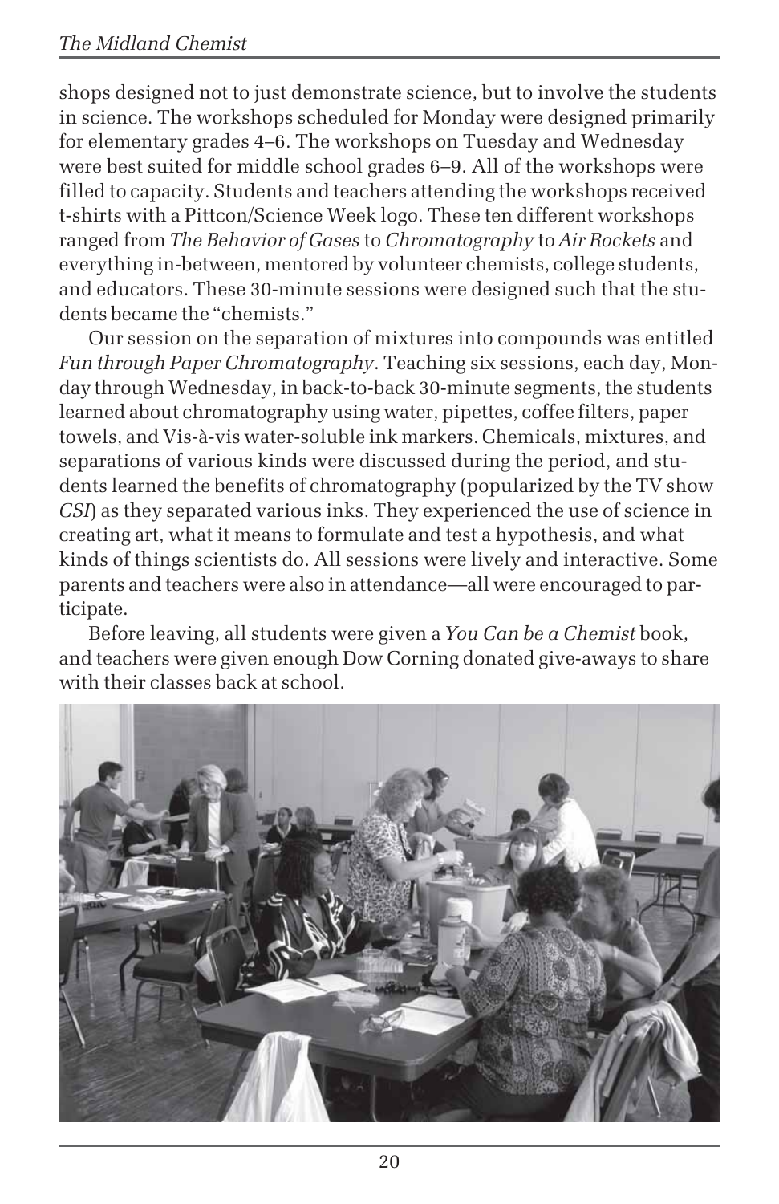shops designed not to just demonstrate science, but to involve the students in science. The workshops scheduled for Monday were designed primarily for elementary grades 4–6. The workshops on Tuesday and Wednesday were best suited for middle school grades 6–9. All of the workshops were filled to capacity. Students and teachers attending the workshops received t-shirts with a Pittcon/Science Week logo. These ten different workshops ranged from *The Behavior of Gases* to *Chromatography* to *Air Rockets* and everything in-between, mentored by volunteer chemists, college students, and educators. These 30-minute sessions were designed such that the students became the "chemists."

Our session on the separation of mixtures into compounds was entitled *Fun through Paper Chromatography*. Teaching six sessions, each day, Monday through Wednesday, in back-to-back 30-minute segments, the students learned about chromatography using water, pipettes, coffee filters, paper towels, and Vis-à-vis water-soluble ink markers. Chemicals, mixtures, and separations of various kinds were discussed during the period, and students learned the benefits of chromatography (popularized by the TV show *CSI*) as they separated various inks. They experienced the use of science in creating art, what it means to formulate and test a hypothesis, and what kinds of things scientists do. All sessions were lively and interactive. Some parents and teachers were also in attendance—all were encouraged to participate.

Before leaving, all students were given a *You Can be a Chemist* book, and teachers were given enough Dow Corning donated give-aways to share with their classes back at school.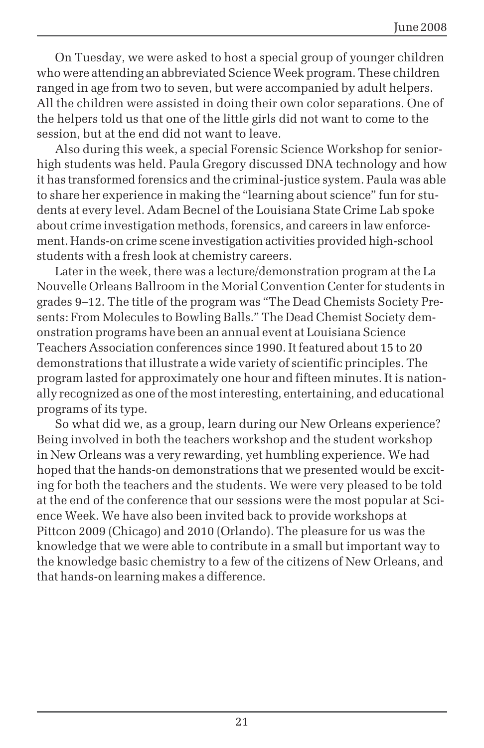On Tuesday, we were asked to host a special group of younger children who were attending an abbreviated Science Week program. These children ranged in age from two to seven, but were accompanied by adult helpers. All the children were assisted in doing their own color separations. One of the helpers told us that one of the little girls did not want to come to the session, but at the end did not want to leave.

Also during this week, a special Forensic Science Workshop for senior-high students was held. Paula Gregory discussed DNA technology and how it has transformed forensics and the criminal-justice system. Paula was able to share her experience in making the "learning about science" fun for students at every level. Adam Becnel of the Louisiana State Crime Lab spoke about crime investigation methods, forensics, and careers in law enforcement. Hands-on crime scene investigation activities provided high-school students with a fresh look at chemistry careers.

Later in the week, there was a lecture/demonstration program at the La Nouvelle Orleans Ballroom in the Morial Convention Center for students in grades 9–12. The title of the program was "The Dead Chemists Society Presents: From Molecules to Bowling Balls." The Dead Chemist Society demonstration programs have been an annual event at Louisiana Science Teachers Association conferences since 1990. It featured about 15 to 20 demonstrations that illustrate a wide variety of scientific principles. The program lasted for approximately one hour and fifteen minutes. It is nationally recognized as one of the most interesting, entertaining, and educational programs of its type.

So what did we, as a group, learn during our New Orleans experience? Being involved in both the teachers workshop and the student workshop in New Orleans was a very rewarding, yet humbling experience. We had hoped that the hands-on demonstrations that we presented would be exciting for both the teachers and the students. We were very pleased to be told at the end of the conference that our sessions were the most popular at Science Week. We have also been invited back to provide workshops at Pittcon 2009 (Chicago) and 2010 (Orlando). The pleasure for us was the knowledge that we were able to contribute in a small but important way to the knowledge basic chemistry to a few of the citizens of New Orleans, and that hands-on learning makes a difference.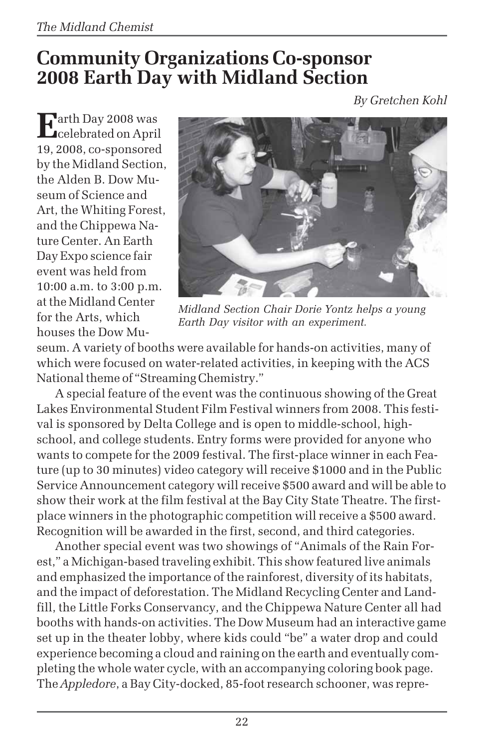# Community Organizations Co-sponsor 2008 Earth Day with Midland Section

*By Gretchen Kohl*

Earth Day 2008 was celebrated on April 19, 2008, co-sponsored by the Midland Section, the Alden B. Dow Museum of Science and Art, the Whiting Forest, and the Chippewa Nature Center. An Earth Day Expo science fair event was held from 10:00 a.m. to 3:00 p.m. at the Midland Center for the Arts, which houses the Dow Museum. A variety of booths were available for hands-on activities, many of which were focused on water-related activities, in keeping with the ACS National theme of "Streaming Chemistry."

*Midland Section Chair Dorie Yontz helps a young Earth Day visitor with an experiment.*

A special feature of the event was the continuous showing of the Great Lakes Environmental Student Film Festival winners from 2008. This festival is sponsored by Delta College and is open to middle-school, high-school, and college students. Entry forms were provided for anyone who wants to compete for the 2009 festival. The first-place winner in each Feature (up to 30 minutes) video category will receive $1000 and in the Public Service Announcement category will receive $500 award and will be able to show their work at the film festival at the Bay City State Theatre. The first-place winners in the photographic competition will receive a $500 award. Recognition will be awarded in the first, second, and third categories.

Another special event was two showings of "Animals of the Rain Forest," a Michigan-based traveling exhibit. This show featured live animals and emphasized the importance of the rainforest, diversity of its habitats, and the impact of deforestation. The Midland Recycling Center and Landfill, the Little Forks Conservancy, and the Chippewa Nature Center all had booths with hands-on activities. The Dow Museum had an interactive game set up in the theater lobby, where kids could "be" a water drop and could experience becoming a cloud and raining on the earth and eventually completing the whole water cycle, with an accompanying coloring book page. The *Appledore*, a Bay City-docked, 85-foot research schooner, was repre-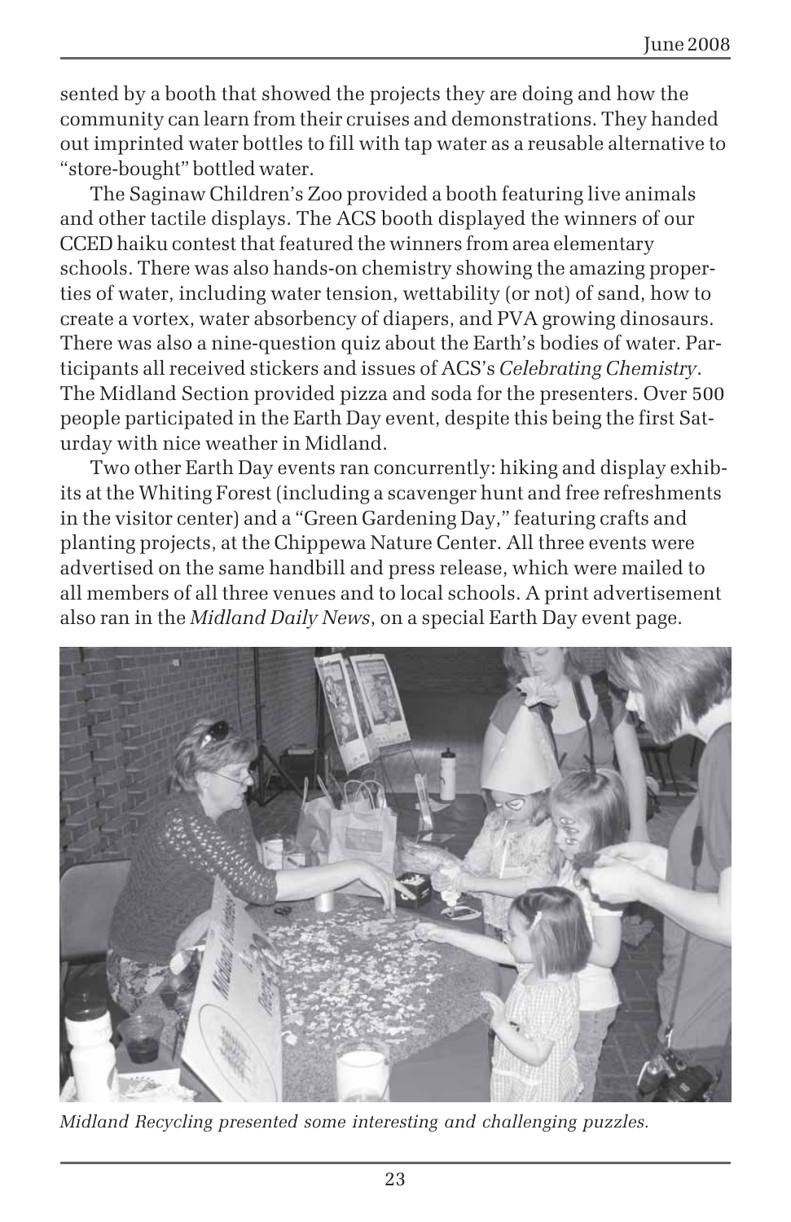sented by a booth that showed the projects they are doing and how the community can learn from their cruises and demonstrations. They handed out imprinted water bottles to fill with tap water as a reusable alternative to "store-bought" bottled water.

The Saginaw Children's Zoo provided a booth featuring live animals and other tactile displays. The ACS booth displayed the winners of our CCED haiku contest that featured the winners from area elementary schools. There was also hands-on chemistry showing the amazing properties of water, including water tension, wettability (or not) of sand, how to create a vortex, water absorbency of diapers, and PVA growing dinosaurs. There was also a nine-question quiz about the Earth's bodies of water. Participants all received stickers and issues of ACS's *Celebrating Chemistry*. The Midland Section provided pizza and soda for the presenters. Over 500 people participated in the Earth Day event, despite this being the first Saturday with nice weather in Midland.

Two other Earth Day events ran concurrently: hiking and display exhibits at the Whiting Forest (including a scavenger hunt and free refreshments in the visitor center) and a "Green Gardening Day," featuring crafts and planting projects, at the Chippewa Nature Center. All three events were advertised on the same handbill and press release, which were mailed to all members of all three venues and to local schools. A print advertisement also ran in the *Midland Daily News*, on a special Earth Day event page.

*Midland Recycling presented some interesting and challenging puzzles.*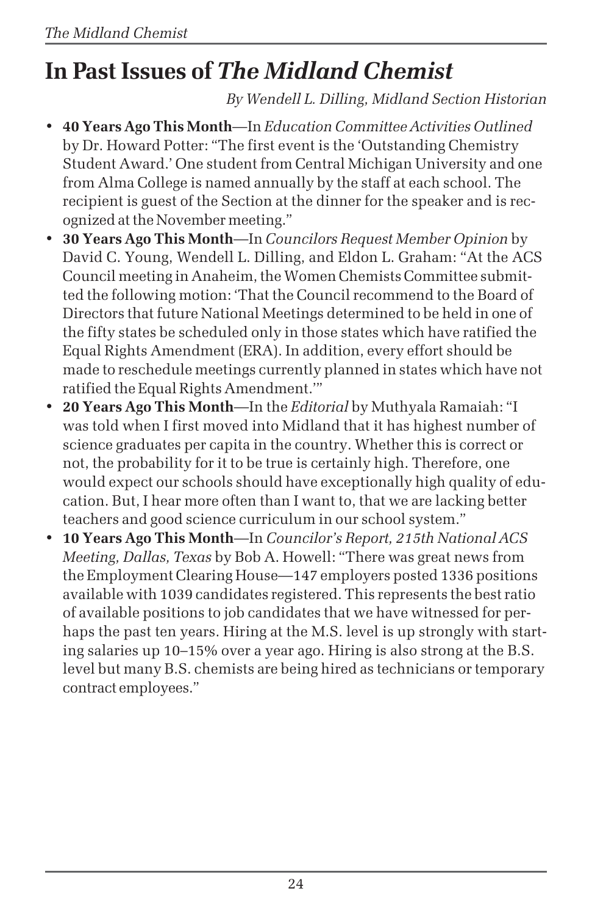# In Past Issues of *The Midland Chemist*

*By Wendell L. Dilling, Midland Section Historian*

- **40 Years Ago This Month**—In *Education Committee Activities Outlined* by Dr. Howard Potter: "The first event is the 'Outstanding Chemistry Student Award.' One student from Central Michigan University and one from Alma College is named annually by the staff at each school. The recipient is guest of the Section at the dinner for the speaker and is recognized at the November meeting."
- **30 Years Ago This Month**—In *Councilors Request Member Opinion* by David C. Young, Wendell L. Dilling, and Eldon L. Graham: "At the ACS Council meeting in Anaheim, the Women Chemists Committee submitted the following motion: 'That the Council recommend to the Board of Directors that future National Meetings determined to be held in one of the fifty states be scheduled only in those states which have ratified the Equal Rights Amendment (ERA). In addition, every effort should be made to reschedule meetings currently planned in states which have not ratified the Equal Rights Amendment.'"
- **20 Years Ago This Month**—In the *Editorial* by Muthyala Ramaiah: "I was told when I first moved into Midland that it has highest number of science graduates per capita in the country. Whether this is correct or not, the probability for it to be true is certainly high. Therefore, one would expect our schools should have exceptionally high quality of education. But, I hear more often than I want to, that we are lacking better teachers and good science curriculum in our school system."
- **10 Years Ago This Month**—In *Councilor's Report, 215th National ACS Meeting, Dallas, Texas* by Bob A. Howell: "There was great news from the Employment Clearing House—147 employers posted 1336 positions available with 1039 candidates registered. This represents the best ratio of available positions to job candidates that we have witnessed for perhaps the past ten years. Hiring at the M.S. level is up strongly with starting salaries up 10–15% over a year ago. Hiring is also strong at the B.S. level but many B.S. chemists are being hired as technicians or temporary contract employees."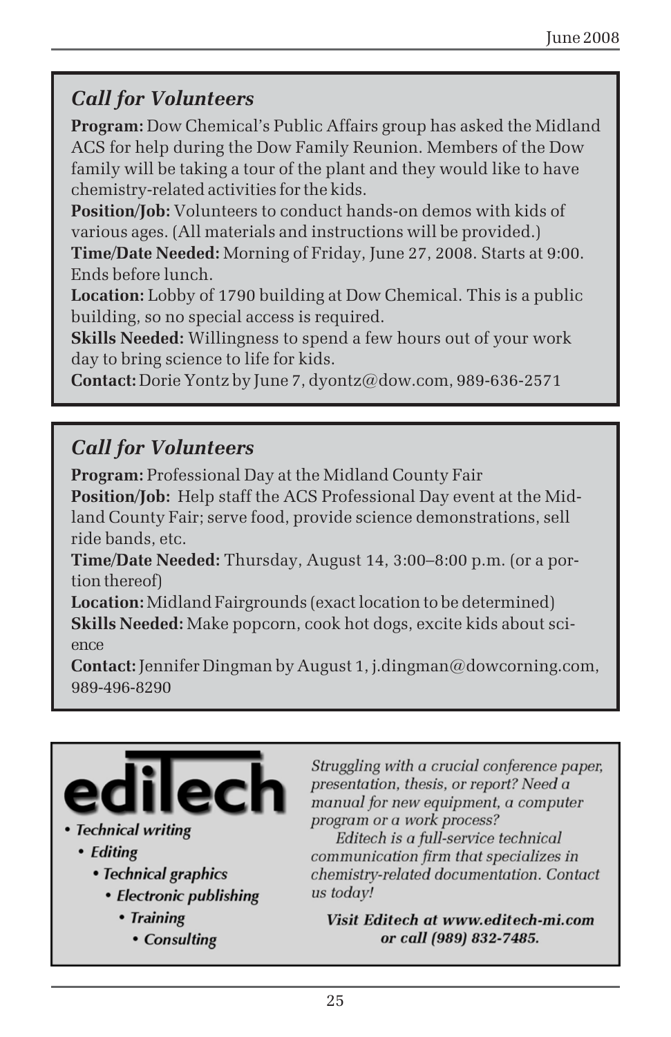## *Call for Volunteers*

**Program:** Dow Chemical's Public Affairs group has asked the Midland ACS for help during the Dow Family Reunion. Members of the Dow family will be taking a tour of the plant and they would like to have chemistry-related activities for the kids.

**Position/Job:** Volunteers to conduct hands-on demos with kids of various ages. (All materials and instructions will be provided.)

**Time/Date Needed:** Morning of Friday, June 27, 2008. Starts at 9:00. Ends before lunch.

**Location:** Lobby of 1790 building at Dow Chemical. This is a public building, so no special access is required.

**Skills Needed:** Willingness to spend a few hours out of your work day to bring science to life for kids.

**Contact:** Dorie Yontz by June 7, dyontz@dow.com, 989-636-2571

## *Call for Volunteers*

**Program:** Professional Day at the Midland County Fair

**Position/Job:** Help staff the ACS Professional Day event at the Midland County Fair; serve food, provide science demonstrations, sell ride bands, etc.

**Time/Date Needed:** Thursday, August 14, 3:00–8:00 p.m. (or a portion thereof)

**Location:** Midland Fairgrounds (exact location to be determined)

**Skills Needed:** Make popcorn, cook hot dogs, excite kids about science

**Contact:** Jennifer Dingman by August 1, j.dingman@dowcorning.com, 989-496-8290

**editech**

- *Technical writing*
- *Editing*
- *Technical graphics*
- *Electronic publishing*
- *Training*
- *Consulting*

*Struggling with a crucial conference paper, presentation, thesis, or report? Need a manual for new equipment, a computer program or a work process?*

*Editech is a full-service technical communication firm that specializes in chemistry-related documentation. Contact us today!*

***Visit Editech at www.editech-mi.com or call (989) 832-7485.***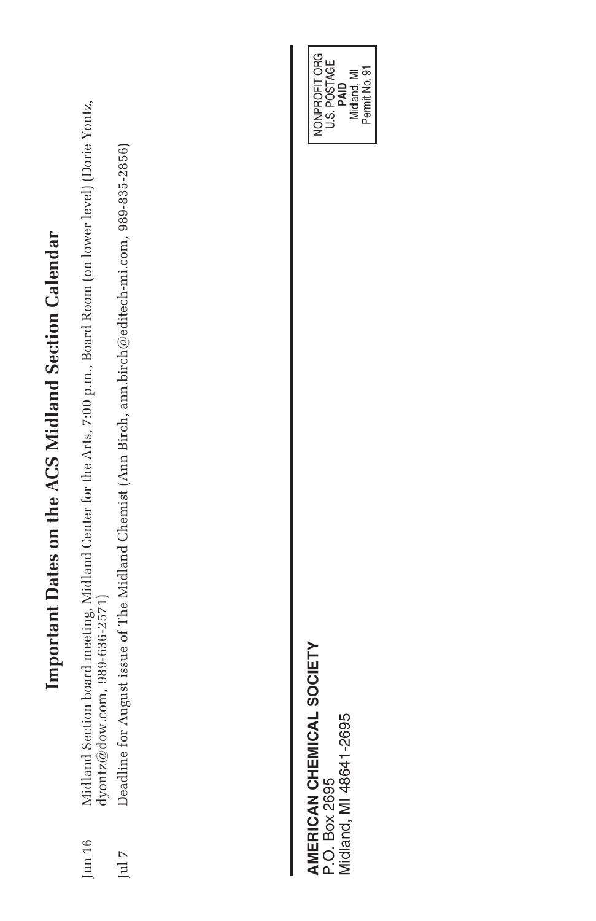## Important Dates on the ACS Midland Section Calendar

Jun 16 Midland Section board meeting, Midland Center for the Arts, 7:00 p.m., Board Room (on lower level) (Dorie Yontz, dyontz@dow.com, 989-636-2571)

Jul 7 Deadline for August issue of The Midland Chemist (Ann Birch, ann.birch@editech-mi.com, 989-835-2856)

**AMERICAN CHEMICAL SOCIETY**
P.O. Box 2695
Midland, MI 48641-2695

NONPROFIT ORG
U.S. POSTAGE
**PAID**
Midland, MI
Permit No. 91